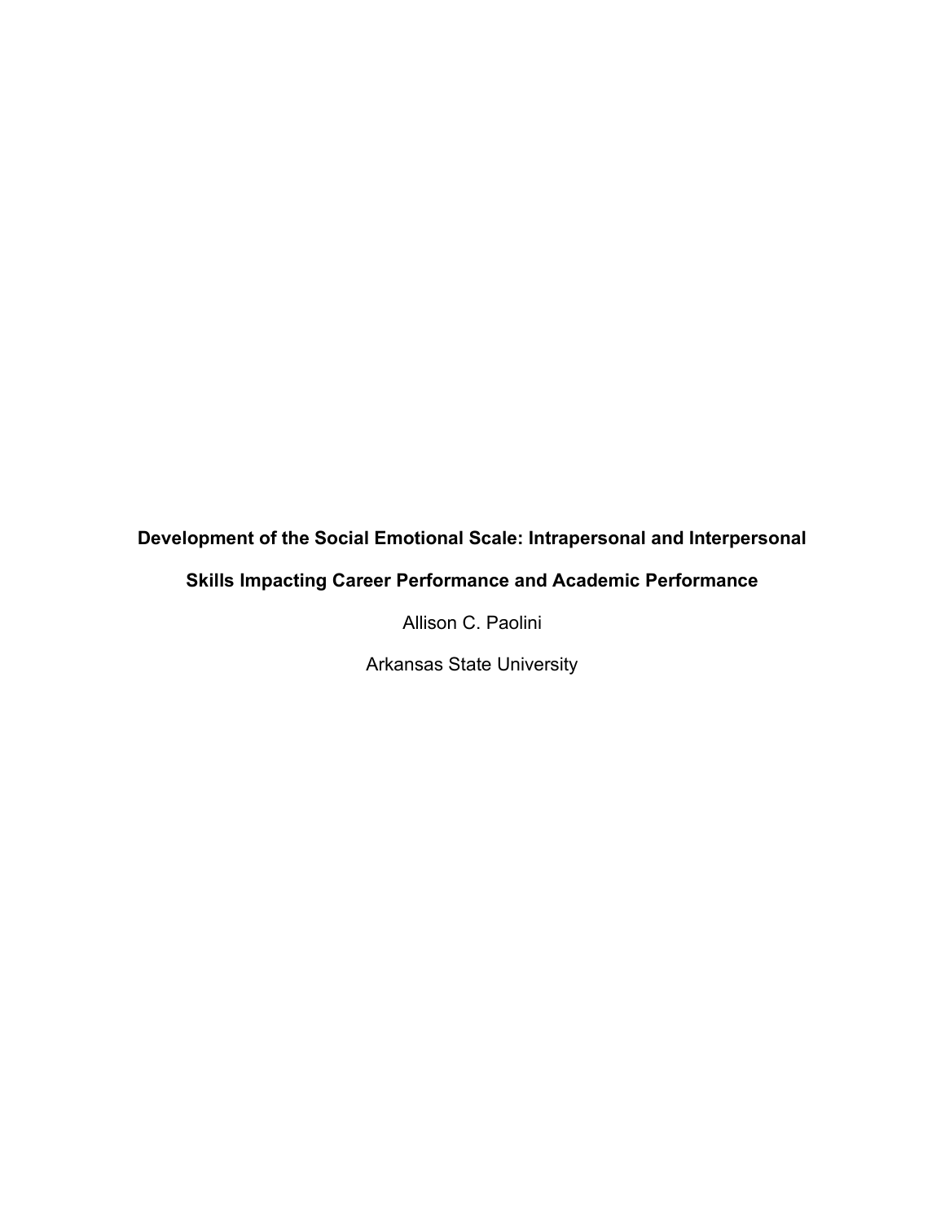# Development of the Social Emotional Scale: Intrapersonal and Interpersonal Skills Impacting Career Performance and Academic Performance

Allison C. Paolini

Arkansas State University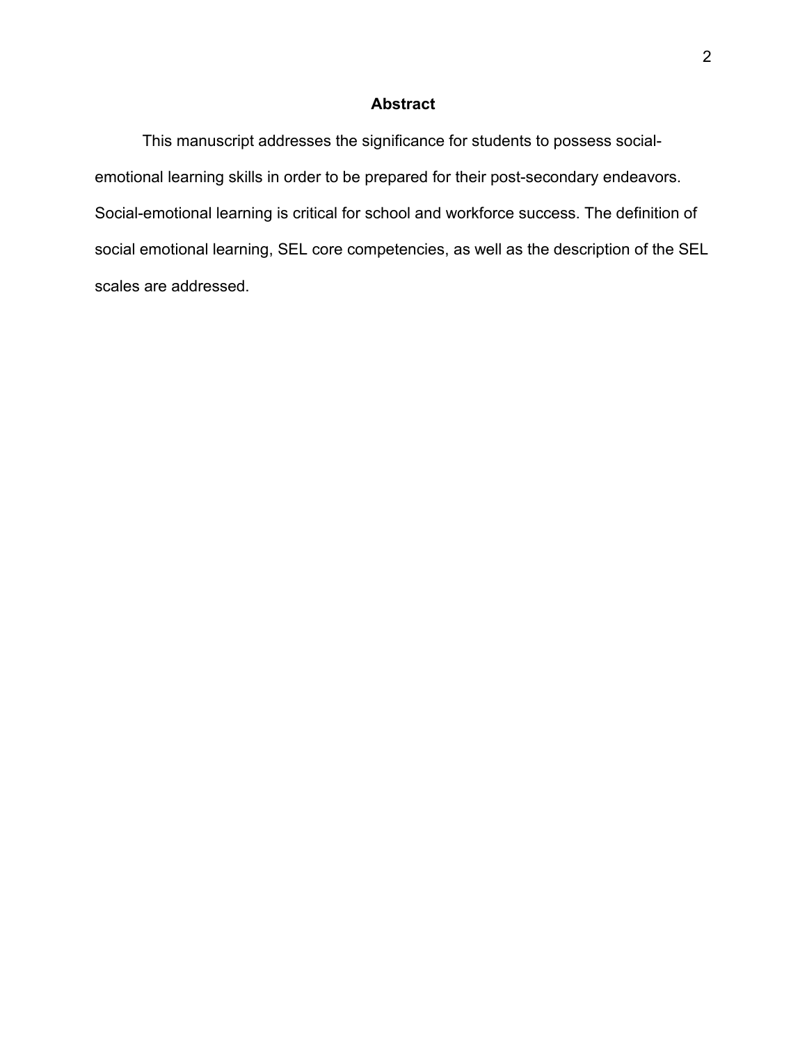# Abstract

This manuscript addresses the significance for students to possess social-emotional learning skills in order to be prepared for their post-secondary endeavors. Social-emotional learning is critical for school and workforce success. The definition of social emotional learning, SEL core competencies, as well as the description of the SEL scales are addressed.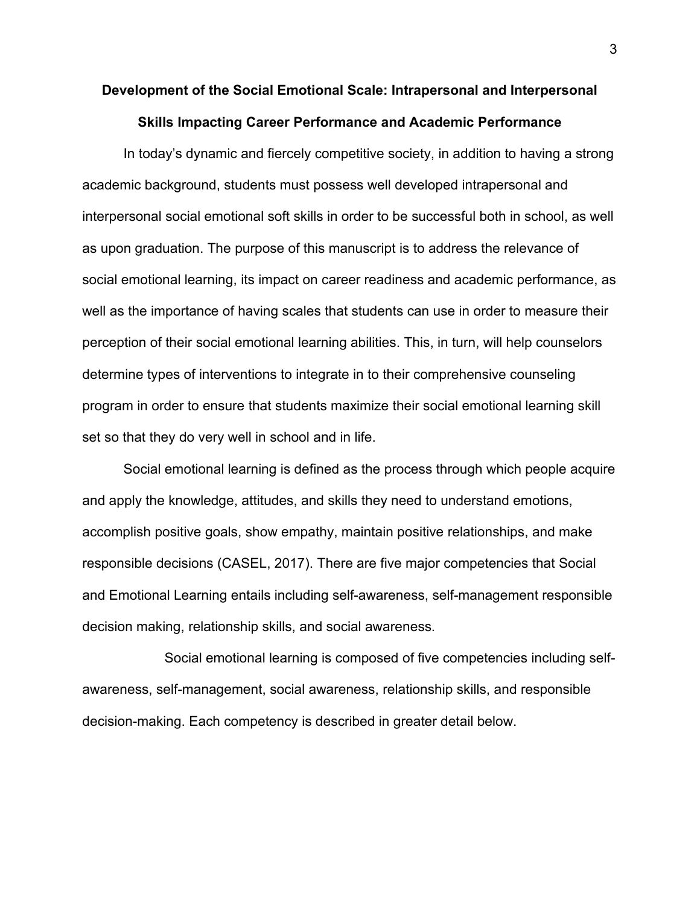# Development of the Social Emotional Scale: Intrapersonal and Interpersonal Skills Impacting Career Performance and Academic Performance

In today's dynamic and fiercely competitive society, in addition to having a strong academic background, students must possess well developed intrapersonal and interpersonal social emotional soft skills in order to be successful both in school, as well as upon graduation. The purpose of this manuscript is to address the relevance of social emotional learning, its impact on career readiness and academic performance, as well as the importance of having scales that students can use in order to measure their perception of their social emotional learning abilities. This, in turn, will help counselors determine types of interventions to integrate in to their comprehensive counseling program in order to ensure that students maximize their social emotional learning skill set so that they do very well in school and in life.

Social emotional learning is defined as the process through which people acquire and apply the knowledge, attitudes, and skills they need to understand emotions, accomplish positive goals, show empathy, maintain positive relationships, and make responsible decisions (CASEL, 2017). There are five major competencies that Social and Emotional Learning entails including self-awareness, self-management responsible decision making, relationship skills, and social awareness.

Social emotional learning is composed of five competencies including self-awareness, self-management, social awareness, relationship skills, and responsible decision-making. Each competency is described in greater detail below.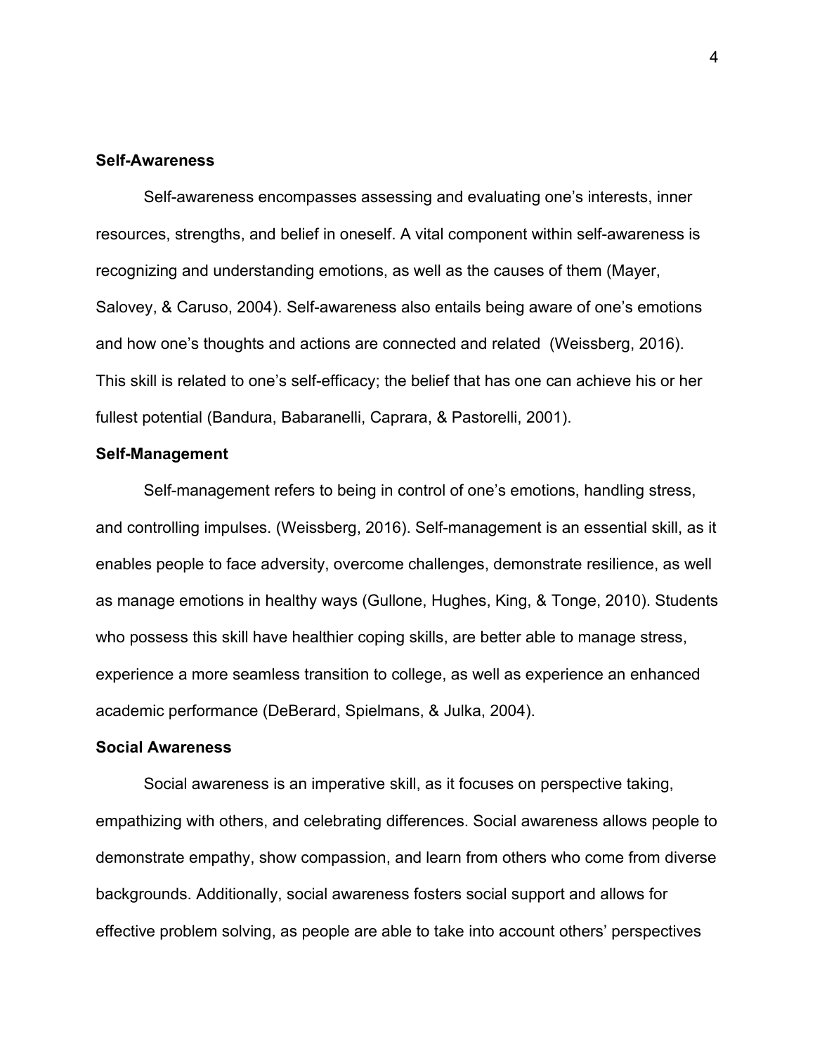### Self-Awareness

Self-awareness encompasses assessing and evaluating one's interests, inner resources, strengths, and belief in oneself. A vital component within self-awareness is recognizing and understanding emotions, as well as the causes of them (Mayer, Salovey, & Caruso, 2004). Self-awareness also entails being aware of one's emotions and how one's thoughts and actions are connected and related (Weissberg, 2016). This skill is related to one's self-efficacy; the belief that has one can achieve his or her fullest potential (Bandura, Babaranelli, Caprara, & Pastorelli, 2001).

### Self-Management

Self-management refers to being in control of one's emotions, handling stress, and controlling impulses. (Weissberg, 2016). Self-management is an essential skill, as it enables people to face adversity, overcome challenges, demonstrate resilience, as well as manage emotions in healthy ways (Gullone, Hughes, King, & Tonge, 2010). Students who possess this skill have healthier coping skills, are better able to manage stress, experience a more seamless transition to college, as well as experience an enhanced academic performance (DeBerard, Spielmans, & Julka, 2004).

### Social Awareness

Social awareness is an imperative skill, as it focuses on perspective taking, empathizing with others, and celebrating differences. Social awareness allows people to demonstrate empathy, show compassion, and learn from others who come from diverse backgrounds. Additionally, social awareness fosters social support and allows for effective problem solving, as people are able to take into account others' perspectives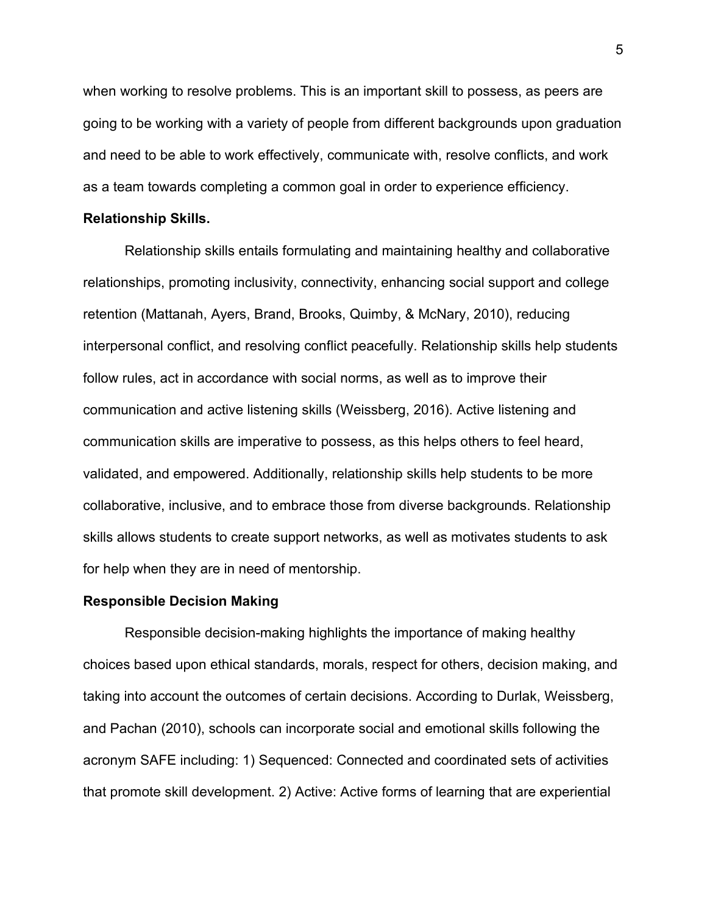when working to resolve problems. This is an important skill to possess, as peers are going to be working with a variety of people from different backgrounds upon graduation and need to be able to work effectively, communicate with, resolve conflicts, and work as a team towards completing a common goal in order to experience efficiency.

**Relationship Skills.**

Relationship skills entails formulating and maintaining healthy and collaborative relationships, promoting inclusivity, connectivity, enhancing social support and college retention (Mattanah, Ayers, Brand, Brooks, Quimby, & McNary, 2010), reducing interpersonal conflict, and resolving conflict peacefully. Relationship skills help students follow rules, act in accordance with social norms, as well as to improve their communication and active listening skills (Weissberg, 2016). Active listening and communication skills are imperative to possess, as this helps others to feel heard, validated, and empowered. Additionally, relationship skills help students to be more collaborative, inclusive, and to embrace those from diverse backgrounds. Relationship skills allows students to create support networks, as well as motivates students to ask for help when they are in need of mentorship.

**Responsible Decision Making**

Responsible decision-making highlights the importance of making healthy choices based upon ethical standards, morals, respect for others, decision making, and taking into account the outcomes of certain decisions. According to Durlak, Weissberg, and Pachan (2010), schools can incorporate social and emotional skills following the acronym SAFE including: 1) Sequenced: Connected and coordinated sets of activities that promote skill development. 2) Active: Active forms of learning that are experiential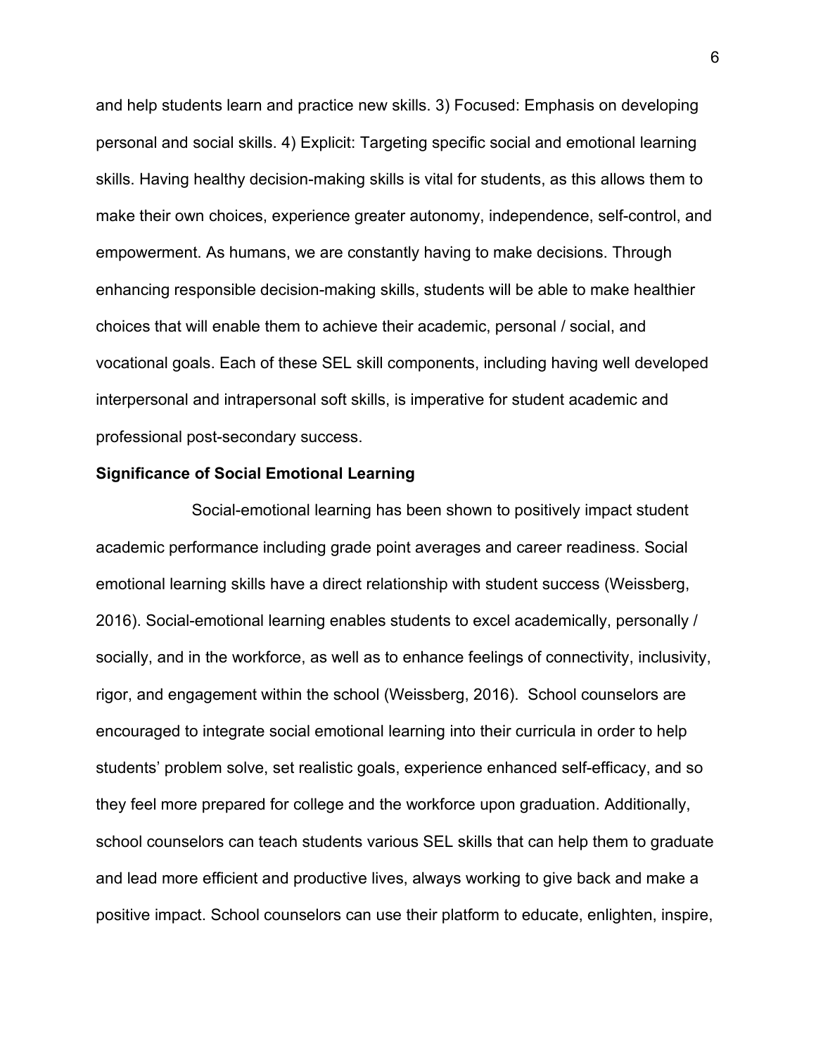and help students learn and practice new skills. 3) Focused: Emphasis on developing personal and social skills. 4) Explicit: Targeting specific social and emotional learning skills. Having healthy decision-making skills is vital for students, as this allows them to make their own choices, experience greater autonomy, independence, self-control, and empowerment. As humans, we are constantly having to make decisions. Through enhancing responsible decision-making skills, students will be able to make healthier choices that will enable them to achieve their academic, personal / social, and vocational goals. Each of these SEL skill components, including having well developed interpersonal and intrapersonal soft skills, is imperative for student academic and professional post-secondary success.

**Significance of Social Emotional Learning**

Social-emotional learning has been shown to positively impact student academic performance including grade point averages and career readiness. Social emotional learning skills have a direct relationship with student success (Weissberg, 2016). Social-emotional learning enables students to excel academically, personally / socially, and in the workforce, as well as to enhance feelings of connectivity, inclusivity, rigor, and engagement within the school (Weissberg, 2016). School counselors are encouraged to integrate social emotional learning into their curricula in order to help students' problem solve, set realistic goals, experience enhanced self-efficacy, and so they feel more prepared for college and the workforce upon graduation. Additionally, school counselors can teach students various SEL skills that can help them to graduate and lead more efficient and productive lives, always working to give back and make a positive impact. School counselors can use their platform to educate, enlighten, inspire,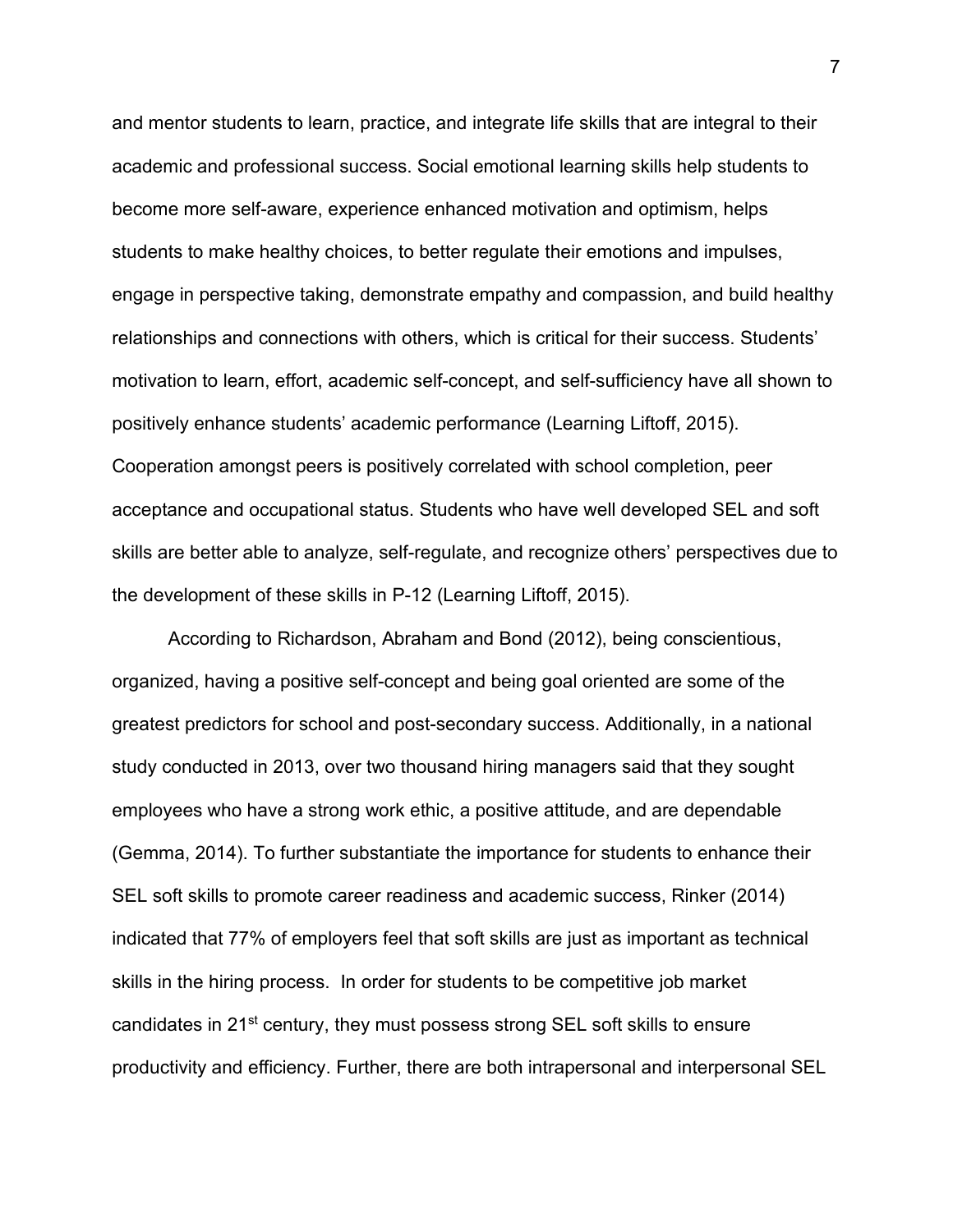and mentor students to learn, practice, and integrate life skills that are integral to their academic and professional success. Social emotional learning skills help students to become more self-aware, experience enhanced motivation and optimism, helps students to make healthy choices, to better regulate their emotions and impulses, engage in perspective taking, demonstrate empathy and compassion, and build healthy relationships and connections with others, which is critical for their success. Students' motivation to learn, effort, academic self-concept, and self-sufficiency have all shown to positively enhance students' academic performance (Learning Liftoff, 2015). Cooperation amongst peers is positively correlated with school completion, peer acceptance and occupational status. Students who have well developed SEL and soft skills are better able to analyze, self-regulate, and recognize others' perspectives due to the development of these skills in P-12 (Learning Liftoff, 2015).

According to Richardson, Abraham and Bond (2012), being conscientious, organized, having a positive self-concept and being goal oriented are some of the greatest predictors for school and post-secondary success. Additionally, in a national study conducted in 2013, over two thousand hiring managers said that they sought employees who have a strong work ethic, a positive attitude, and are dependable (Gemma, 2014). To further substantiate the importance for students to enhance their SEL soft skills to promote career readiness and academic success, Rinker (2014) indicated that 77% of employers feel that soft skills are just as important as technical skills in the hiring process. In order for students to be competitive job market candidates in 21st century, they must possess strong SEL soft skills to ensure productivity and efficiency. Further, there are both intrapersonal and interpersonal SEL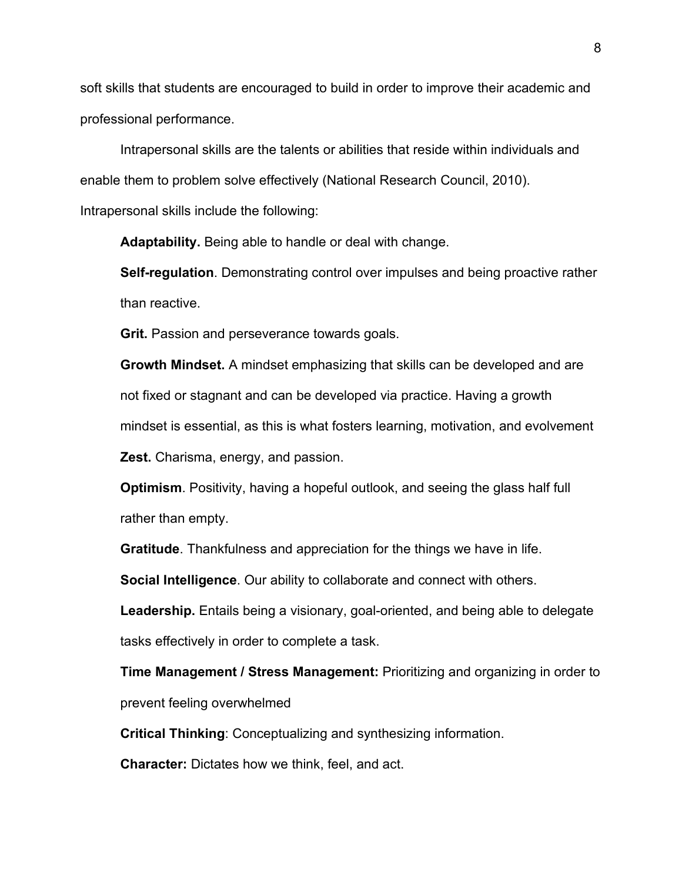soft skills that students are encouraged to build in order to improve their academic and professional performance.

Intrapersonal skills are the talents or abilities that reside within individuals and enable them to problem solve effectively (National Research Council, 2010). Intrapersonal skills include the following:

**Adaptability.** Being able to handle or deal with change.

**Self-regulation**. Demonstrating control over impulses and being proactive rather than reactive.

**Grit.** Passion and perseverance towards goals.

**Growth Mindset.** A mindset emphasizing that skills can be developed and are not fixed or stagnant and can be developed via practice. Having a growth mindset is essential, as this is what fosters learning, motivation, and evolvement

**Zest.** Charisma, energy, and passion.

**Optimism**. Positivity, having a hopeful outlook, and seeing the glass half full rather than empty.

**Gratitude**. Thankfulness and appreciation for the things we have in life.

**Social Intelligence**. Our ability to collaborate and connect with others.

**Leadership.** Entails being a visionary, goal-oriented, and being able to delegate tasks effectively in order to complete a task.

**Time Management / Stress Management:** Prioritizing and organizing in order to prevent feeling overwhelmed

**Critical Thinking**: Conceptualizing and synthesizing information.

**Character:** Dictates how we think, feel, and act.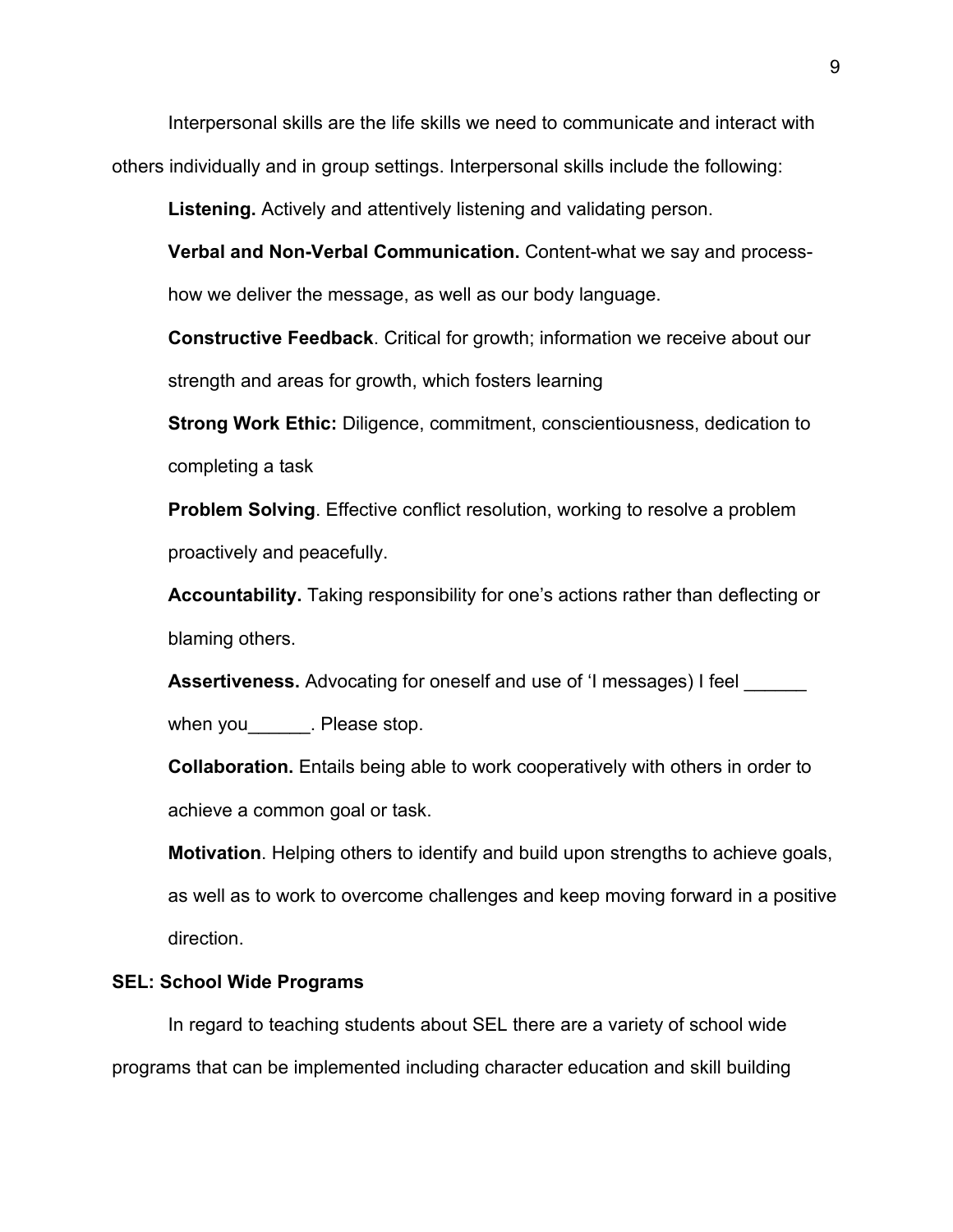Interpersonal skills are the life skills we need to communicate and interact with others individually and in group settings. Interpersonal skills include the following:

**Listening.** Actively and attentively listening and validating person.

**Verbal and Non-Verbal Communication.** Content-what we say and process-how we deliver the message, as well as our body language.

**Constructive Feedback**. Critical for growth; information we receive about our strength and areas for growth, which fosters learning

**Strong Work Ethic:** Diligence, commitment, conscientiousness, dedication to completing a task

**Problem Solving**. Effective conflict resolution, working to resolve a problem proactively and peacefully.

**Accountability.** Taking responsibility for one's actions rather than deflecting or blaming others.

**Assertiveness.** Advocating for oneself and use of 'I messages) I feel ______ when you______. Please stop.

**Collaboration.** Entails being able to work cooperatively with others in order to achieve a common goal or task.

**Motivation**. Helping others to identify and build upon strengths to achieve goals, as well as to work to overcome challenges and keep moving forward in a positive direction.

## SEL: School Wide Programs

In regard to teaching students about SEL there are a variety of school wide programs that can be implemented including character education and skill building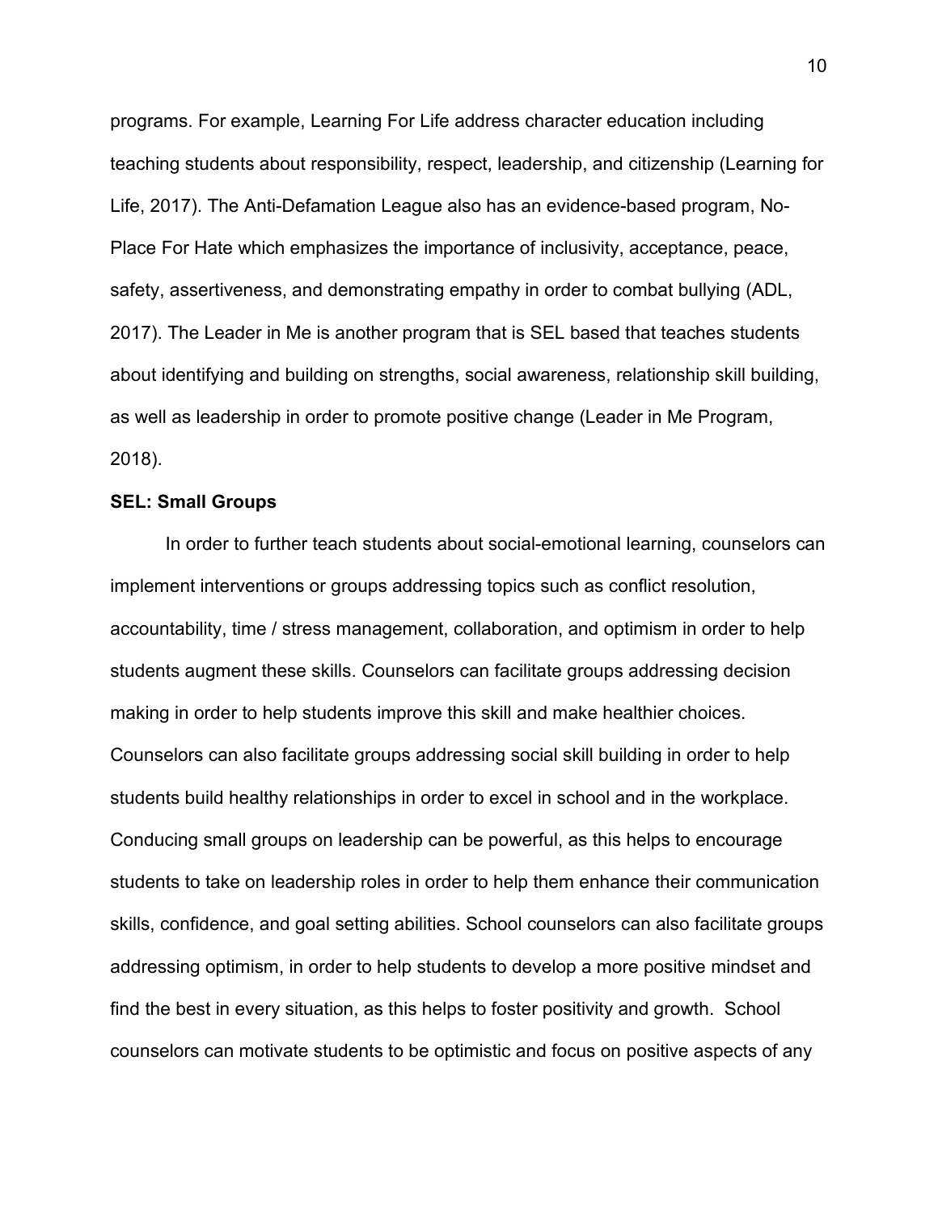programs. For example, Learning For Life address character education including teaching students about responsibility, respect, leadership, and citizenship (Learning for Life, 2017). The Anti-Defamation League also has an evidence-based program, No-Place For Hate which emphasizes the importance of inclusivity, acceptance, peace, safety, assertiveness, and demonstrating empathy in order to combat bullying (ADL, 2017). The Leader in Me is another program that is SEL based that teaches students about identifying and building on strengths, social awareness, relationship skill building, as well as leadership in order to promote positive change (Leader in Me Program, 2018).

**SEL: Small Groups**

In order to further teach students about social-emotional learning, counselors can implement interventions or groups addressing topics such as conflict resolution, accountability, time / stress management, collaboration, and optimism in order to help students augment these skills. Counselors can facilitate groups addressing decision making in order to help students improve this skill and make healthier choices. Counselors can also facilitate groups addressing social skill building in order to help students build healthy relationships in order to excel in school and in the workplace. Conducing small groups on leadership can be powerful, as this helps to encourage students to take on leadership roles in order to help them enhance their communication skills, confidence, and goal setting abilities. School counselors can also facilitate groups addressing optimism, in order to help students to develop a more positive mindset and find the best in every situation, as this helps to foster positivity and growth. School counselors can motivate students to be optimistic and focus on positive aspects of any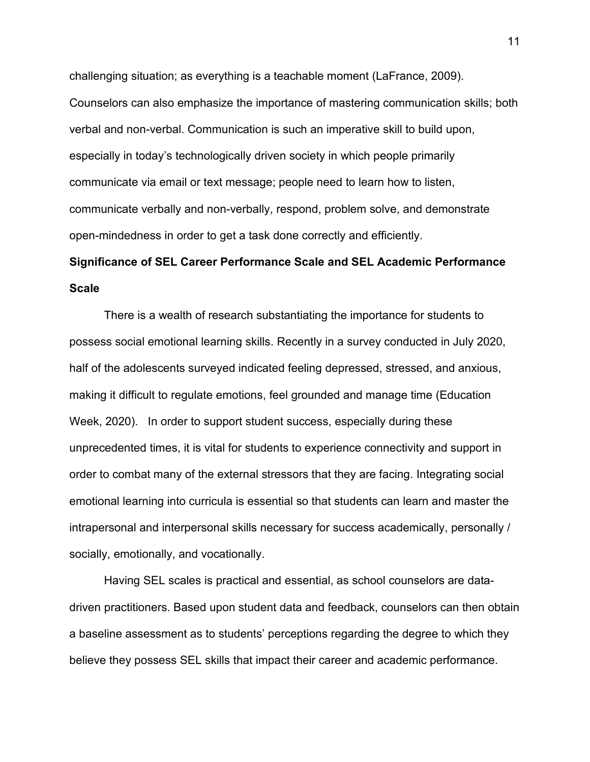challenging situation; as everything is a teachable moment (LaFrance, 2009). Counselors can also emphasize the importance of mastering communication skills; both verbal and non-verbal. Communication is such an imperative skill to build upon, especially in today's technologically driven society in which people primarily communicate via email or text message; people need to learn how to listen, communicate verbally and non-verbally, respond, problem solve, and demonstrate open-mindedness in order to get a task done correctly and efficiently.

## Significance of SEL Career Performance Scale and SEL Academic Performance Scale

There is a wealth of research substantiating the importance for students to possess social emotional learning skills. Recently in a survey conducted in July 2020, half of the adolescents surveyed indicated feeling depressed, stressed, and anxious, making it difficult to regulate emotions, feel grounded and manage time (Education Week, 2020). In order to support student success, especially during these unprecedented times, it is vital for students to experience connectivity and support in order to combat many of the external stressors that they are facing. Integrating social emotional learning into curricula is essential so that students can learn and master the intrapersonal and interpersonal skills necessary for success academically, personally / socially, emotionally, and vocationally.

Having SEL scales is practical and essential, as school counselors are data-driven practitioners. Based upon student data and feedback, counselors can then obtain a baseline assessment as to students' perceptions regarding the degree to which they believe they possess SEL skills that impact their career and academic performance.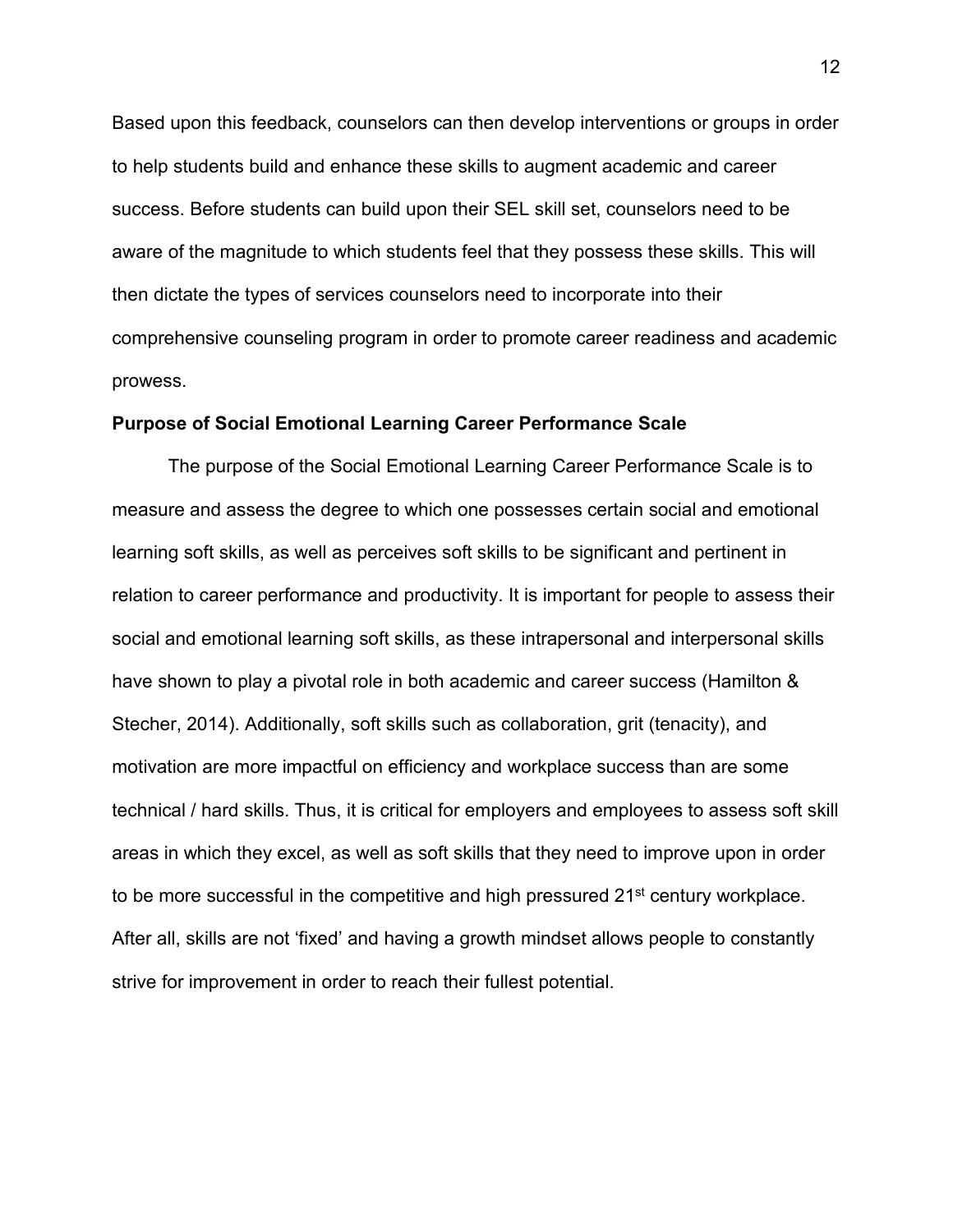Based upon this feedback, counselors can then develop interventions or groups in order to help students build and enhance these skills to augment academic and career success. Before students can build upon their SEL skill set, counselors need to be aware of the magnitude to which students feel that they possess these skills. This will then dictate the types of services counselors need to incorporate into their comprehensive counseling program in order to promote career readiness and academic prowess.

**Purpose of Social Emotional Learning Career Performance Scale**

The purpose of the Social Emotional Learning Career Performance Scale is to measure and assess the degree to which one possesses certain social and emotional learning soft skills, as well as perceives soft skills to be significant and pertinent in relation to career performance and productivity. It is important for people to assess their social and emotional learning soft skills, as these intrapersonal and interpersonal skills have shown to play a pivotal role in both academic and career success (Hamilton & Stecher, 2014). Additionally, soft skills such as collaboration, grit (tenacity), and motivation are more impactful on efficiency and workplace success than are some technical / hard skills. Thus, it is critical for employers and employees to assess soft skill areas in which they excel, as well as soft skills that they need to improve upon in order to be more successful in the competitive and high pressured 21st century workplace. After all, skills are not 'fixed' and having a growth mindset allows people to constantly strive for improvement in order to reach their fullest potential.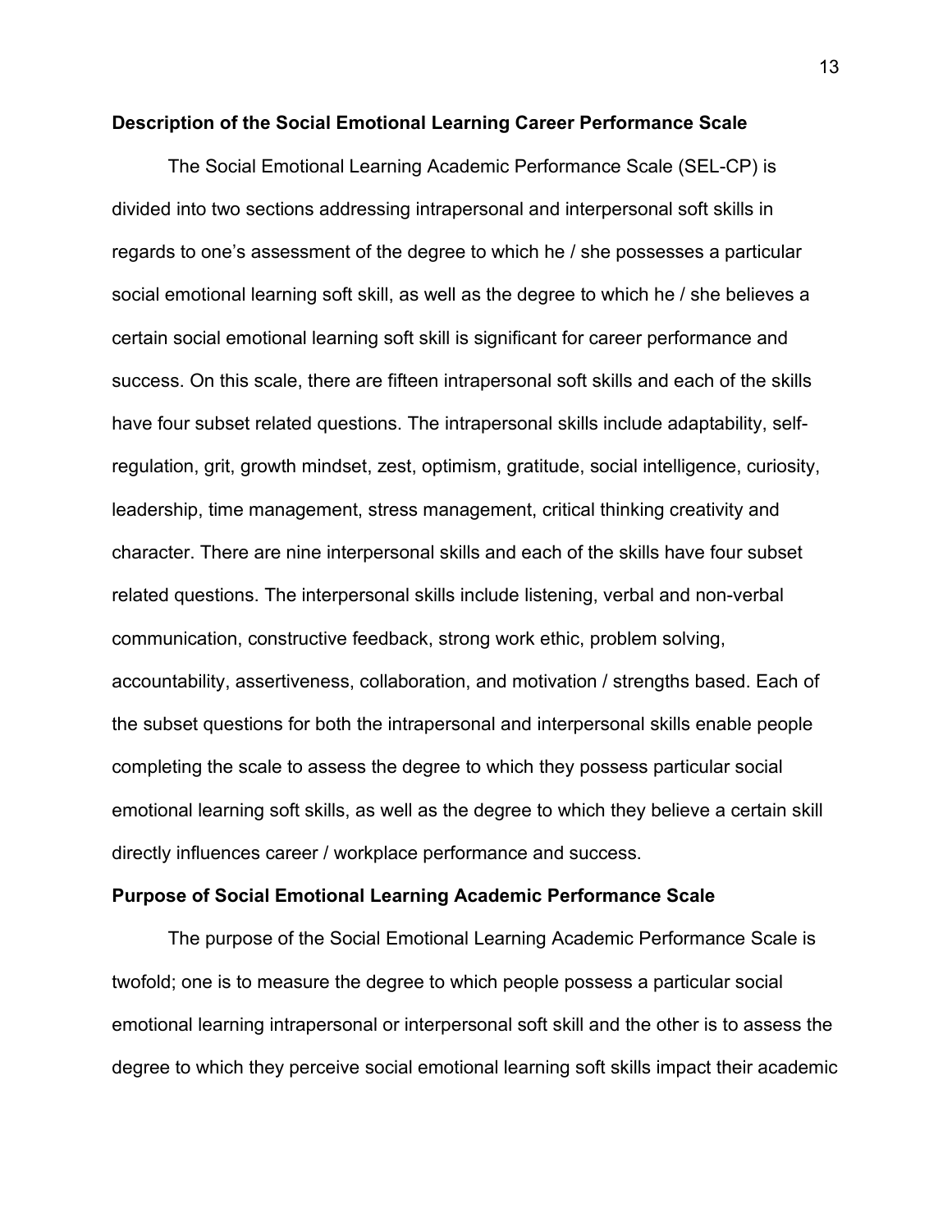**Description of the Social Emotional Learning Career Performance Scale**

The Social Emotional Learning Academic Performance Scale (SEL-CP) is divided into two sections addressing intrapersonal and interpersonal soft skills in regards to one's assessment of the degree to which he / she possesses a particular social emotional learning soft skill, as well as the degree to which he / she believes a certain social emotional learning soft skill is significant for career performance and success. On this scale, there are fifteen intrapersonal soft skills and each of the skills have four subset related questions. The intrapersonal skills include adaptability, self-regulation, grit, growth mindset, zest, optimism, gratitude, social intelligence, curiosity, leadership, time management, stress management, critical thinking creativity and character. There are nine interpersonal skills and each of the skills have four subset related questions. The interpersonal skills include listening, verbal and non-verbal communication, constructive feedback, strong work ethic, problem solving, accountability, assertiveness, collaboration, and motivation / strengths based. Each of the subset questions for both the intrapersonal and interpersonal skills enable people completing the scale to assess the degree to which they possess particular social emotional learning soft skills, as well as the degree to which they believe a certain skill directly influences career / workplace performance and success.

**Purpose of Social Emotional Learning Academic Performance Scale**

The purpose of the Social Emotional Learning Academic Performance Scale is twofold; one is to measure the degree to which people possess a particular social emotional learning intrapersonal or interpersonal soft skill and the other is to assess the degree to which they perceive social emotional learning soft skills impact their academic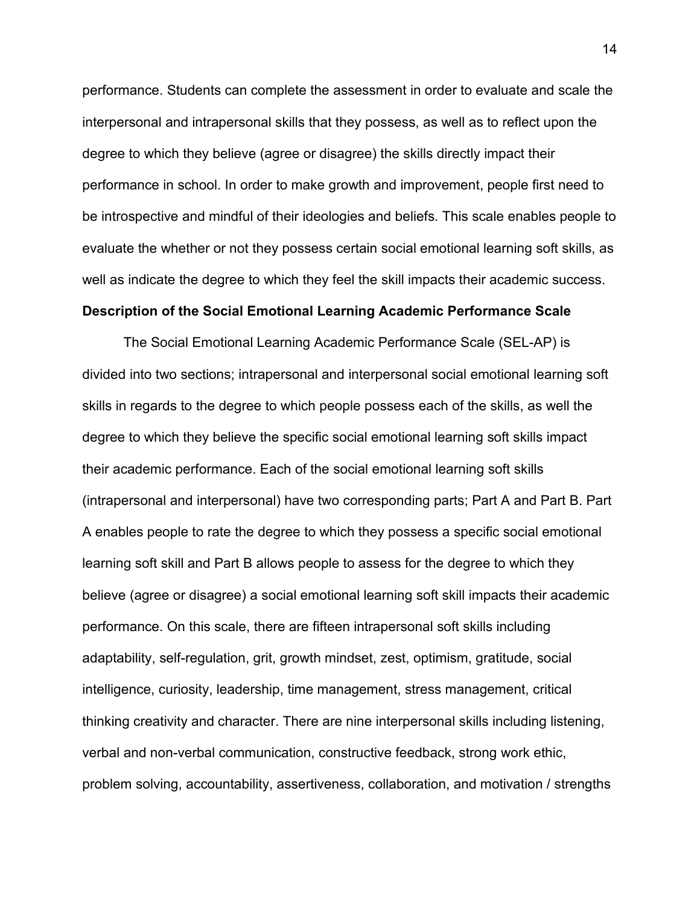performance. Students can complete the assessment in order to evaluate and scale the interpersonal and intrapersonal skills that they possess, as well as to reflect upon the degree to which they believe (agree or disagree) the skills directly impact their performance in school. In order to make growth and improvement, people first need to be introspective and mindful of their ideologies and beliefs. This scale enables people to evaluate the whether or not they possess certain social emotional learning soft skills, as well as indicate the degree to which they feel the skill impacts their academic success.

**Description of the Social Emotional Learning Academic Performance Scale**

The Social Emotional Learning Academic Performance Scale (SEL-AP) is divided into two sections; intrapersonal and interpersonal social emotional learning soft skills in regards to the degree to which people possess each of the skills, as well the degree to which they believe the specific social emotional learning soft skills impact their academic performance. Each of the social emotional learning soft skills (intrapersonal and interpersonal) have two corresponding parts; Part A and Part B. Part A enables people to rate the degree to which they possess a specific social emotional learning soft skill and Part B allows people to assess for the degree to which they believe (agree or disagree) a social emotional learning soft skill impacts their academic performance. On this scale, there are fifteen intrapersonal soft skills including adaptability, self-regulation, grit, growth mindset, zest, optimism, gratitude, social intelligence, curiosity, leadership, time management, stress management, critical thinking creativity and character. There are nine interpersonal skills including listening, verbal and non-verbal communication, constructive feedback, strong work ethic, problem solving, accountability, assertiveness, collaboration, and motivation / strengths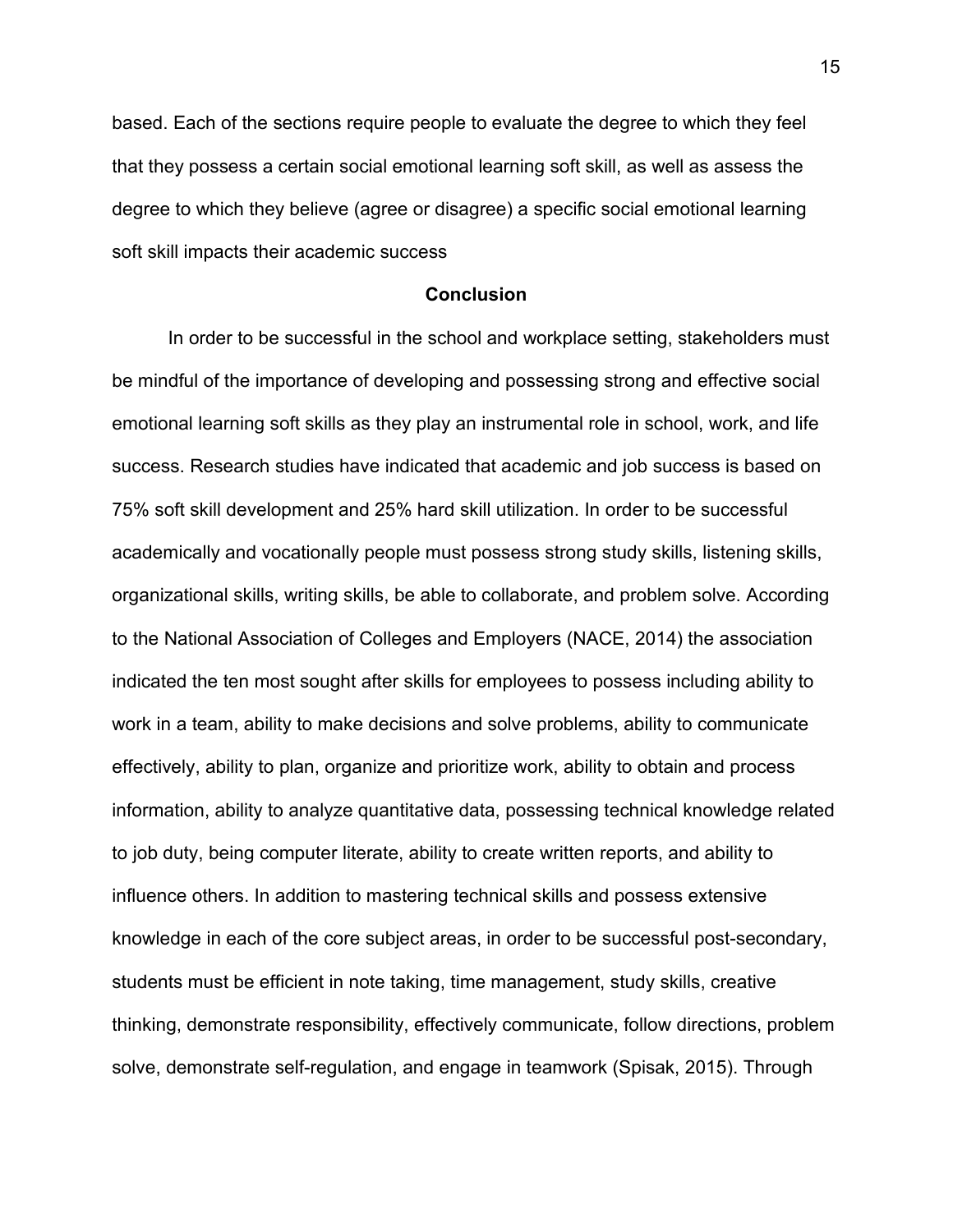based. Each of the sections require people to evaluate the degree to which they feel that they possess a certain social emotional learning soft skill, as well as assess the degree to which they believe (agree or disagree) a specific social emotional learning soft skill impacts their academic success

## Conclusion

In order to be successful in the school and workplace setting, stakeholders must be mindful of the importance of developing and possessing strong and effective social emotional learning soft skills as they play an instrumental role in school, work, and life success. Research studies have indicated that academic and job success is based on 75% soft skill development and 25% hard skill utilization. In order to be successful academically and vocationally people must possess strong study skills, listening skills, organizational skills, writing skills, be able to collaborate, and problem solve. According to the National Association of Colleges and Employers (NACE, 2014) the association indicated the ten most sought after skills for employees to possess including ability to work in a team, ability to make decisions and solve problems, ability to communicate effectively, ability to plan, organize and prioritize work, ability to obtain and process information, ability to analyze quantitative data, possessing technical knowledge related to job duty, being computer literate, ability to create written reports, and ability to influence others. In addition to mastering technical skills and possess extensive knowledge in each of the core subject areas, in order to be successful post-secondary, students must be efficient in note taking, time management, study skills, creative thinking, demonstrate responsibility, effectively communicate, follow directions, problem solve, demonstrate self-regulation, and engage in teamwork (Spisak, 2015). Through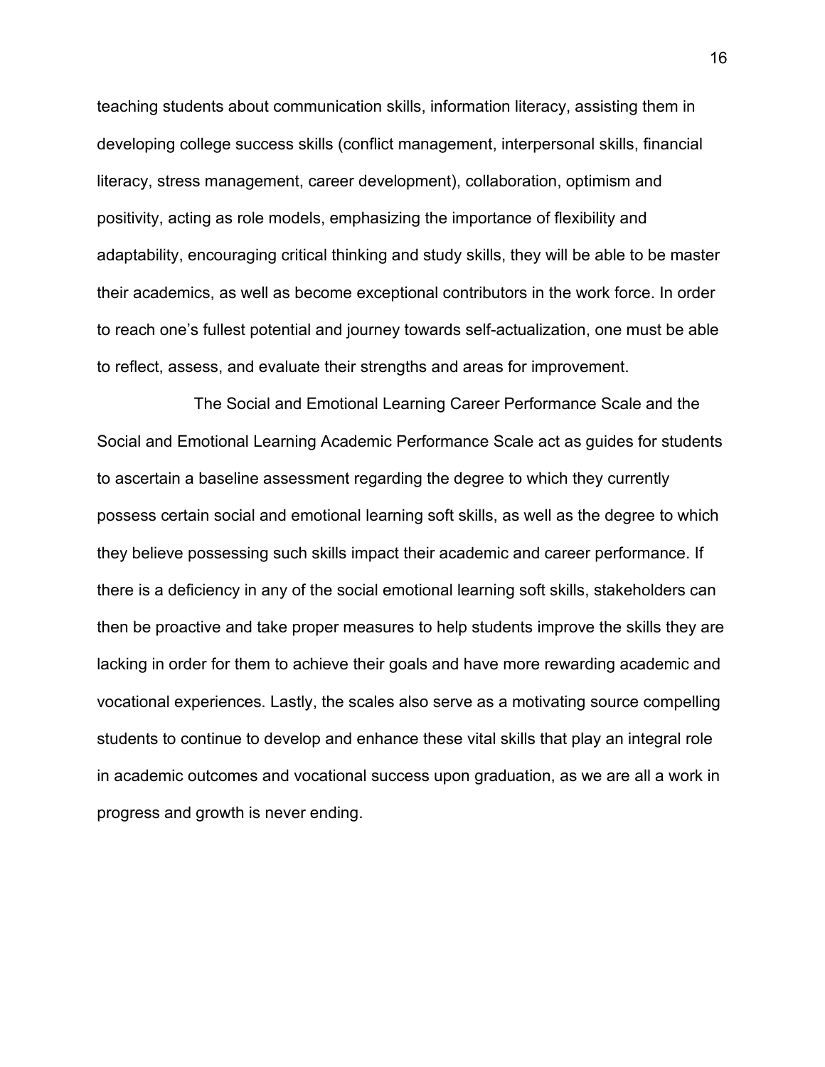teaching students about communication skills, information literacy, assisting them in developing college success skills (conflict management, interpersonal skills, financial literacy, stress management, career development), collaboration, optimism and positivity, acting as role models, emphasizing the importance of flexibility and adaptability, encouraging critical thinking and study skills, they will be able to be master their academics, as well as become exceptional contributors in the work force. In order to reach one's fullest potential and journey towards self-actualization, one must be able to reflect, assess, and evaluate their strengths and areas for improvement.

The Social and Emotional Learning Career Performance Scale and the Social and Emotional Learning Academic Performance Scale act as guides for students to ascertain a baseline assessment regarding the degree to which they currently possess certain social and emotional learning soft skills, as well as the degree to which they believe possessing such skills impact their academic and career performance. If there is a deficiency in any of the social emotional learning soft skills, stakeholders can then be proactive and take proper measures to help students improve the skills they are lacking in order for them to achieve their goals and have more rewarding academic and vocational experiences. Lastly, the scales also serve as a motivating source compelling students to continue to develop and enhance these vital skills that play an integral role in academic outcomes and vocational success upon graduation, as we are all a work in progress and growth is never ending.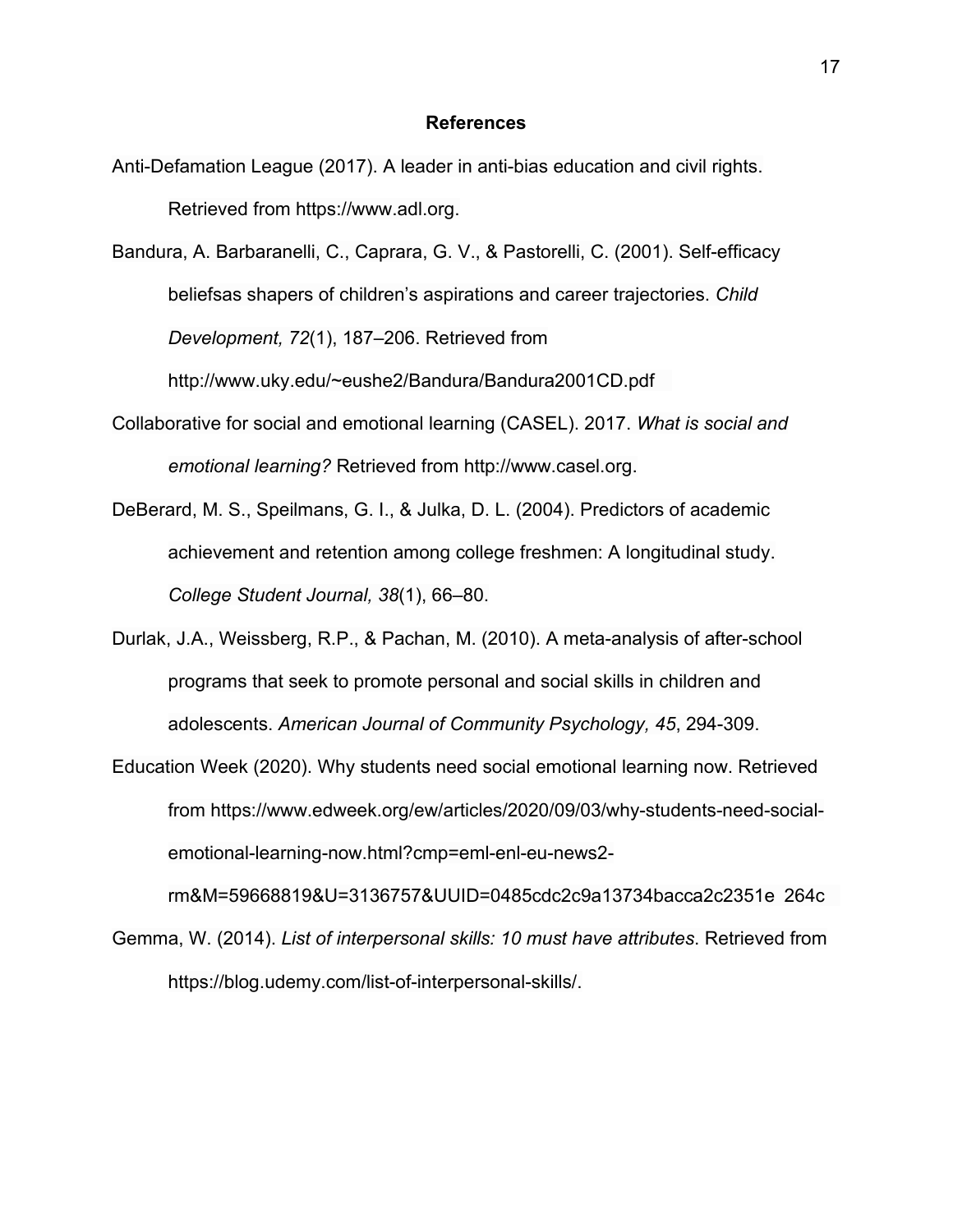## References

Anti-Defamation League (2017). A leader in anti-bias education and civil rights. Retrieved from https://www.adl.org.

Bandura, A. Barbaranelli, C., Caprara, G. V., & Pastorelli, C. (2001). Self-efficacy beliefsas shapers of children's aspirations and career trajectories. *Child Development, 72*(1), 187–206. Retrieved from http://www.uky.edu/~eushe2/Bandura/Bandura2001CD.pdf

Collaborative for social and emotional learning (CASEL). 2017. *What is social and emotional learning?* Retrieved from http://www.casel.org.

DeBerard, M. S., Speilmans, G. I., & Julka, D. L. (2004). Predictors of academic achievement and retention among college freshmen: A longitudinal study. *College Student Journal, 38*(1), 66–80.

Durlak, J.A., Weissberg, R.P., & Pachan, M. (2010). A meta-analysis of after-school programs that seek to promote personal and social skills in children and adolescents. *American Journal of Community Psychology, 45*, 294-309.

Education Week (2020). Why students need social emotional learning now. Retrieved from https://www.edweek.org/ew/articles/2020/09/03/why-students-need-social-emotional-learning-now.html?cmp=eml-enl-eu-news2-rm&M=59668819&U=3136757&UUID=0485cdc2c9a13734bacca2c2351e 264c

Gemma, W. (2014). *List of interpersonal skills: 10 must have attributes*. Retrieved from https://blog.udemy.com/list-of-interpersonal-skills/.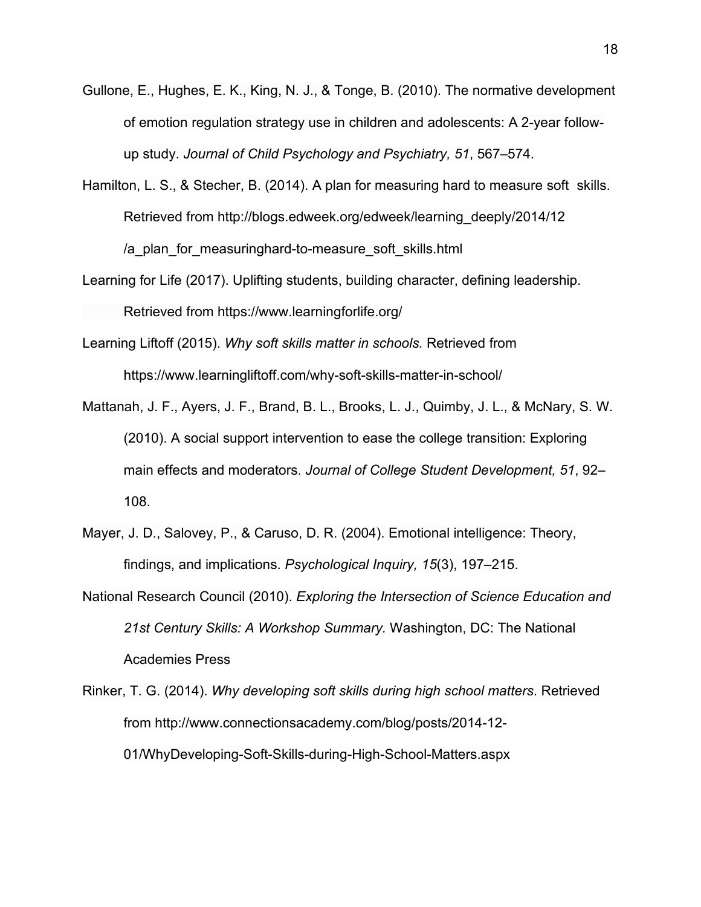Gullone, E., Hughes, E. K., King, N. J., & Tonge, B. (2010). The normative development of emotion regulation strategy use in children and adolescents: A 2-year follow-up study. *Journal of Child Psychology and Psychiatry, 51*, 567–574.

Hamilton, L. S., & Stecher, B. (2014). A plan for measuring hard to measure soft skills. Retrieved from http://blogs.edweek.org/edweek/learning_deeply/2014/12/a_plan_for_measuringhard-to-measure_soft_skills.html

Learning for Life (2017). Uplifting students, building character, defining leadership. Retrieved from https://www.learningforlife.org/

Learning Liftoff (2015). *Why soft skills matter in schools.* Retrieved from https://www.learningliftoff.com/why-soft-skills-matter-in-school/

Mattanah, J. F., Ayers, J. F., Brand, B. L., Brooks, L. J., Quimby, J. L., & McNary, S. W. (2010). A social support intervention to ease the college transition: Exploring main effects and moderators. *Journal of College Student Development, 51*, 92–108.

Mayer, J. D., Salovey, P., & Caruso, D. R. (2004). Emotional intelligence: Theory, findings, and implications. *Psychological Inquiry, 15*(3), 197–215.

National Research Council (2010). *Exploring the Intersection of Science Education and 21st Century Skills: A Workshop Summary.* Washington, DC: The National Academies Press

Rinker, T. G. (2014). *Why developing soft skills during high school matters.* Retrieved from http://www.connectionsacademy.com/blog/posts/2014-12-01/WhyDeveloping-Soft-Skills-during-High-School-Matters.aspx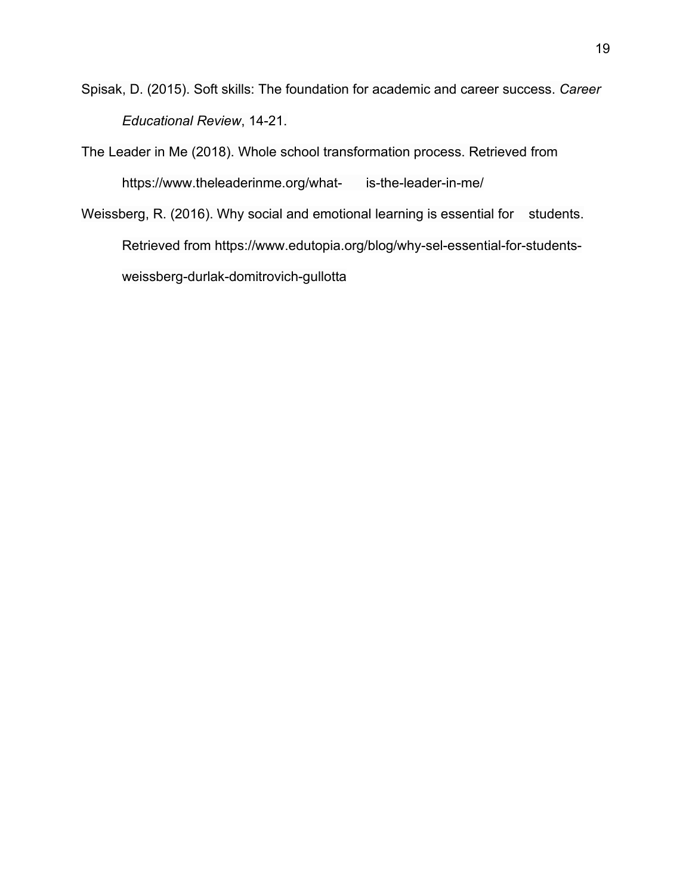Spisak, D. (2015). Soft skills: The foundation for academic and career success. *Career Educational Review*, 14-21.

The Leader in Me (2018). Whole school transformation process. Retrieved from https://www.theleaderinme.org/what- is-the-leader-in-me/

Weissberg, R. (2016). Why social and emotional learning is essential for students. Retrieved from https://www.edutopia.org/blog/why-sel-essential-for-students-weissberg-durlak-domitrovich-gullotta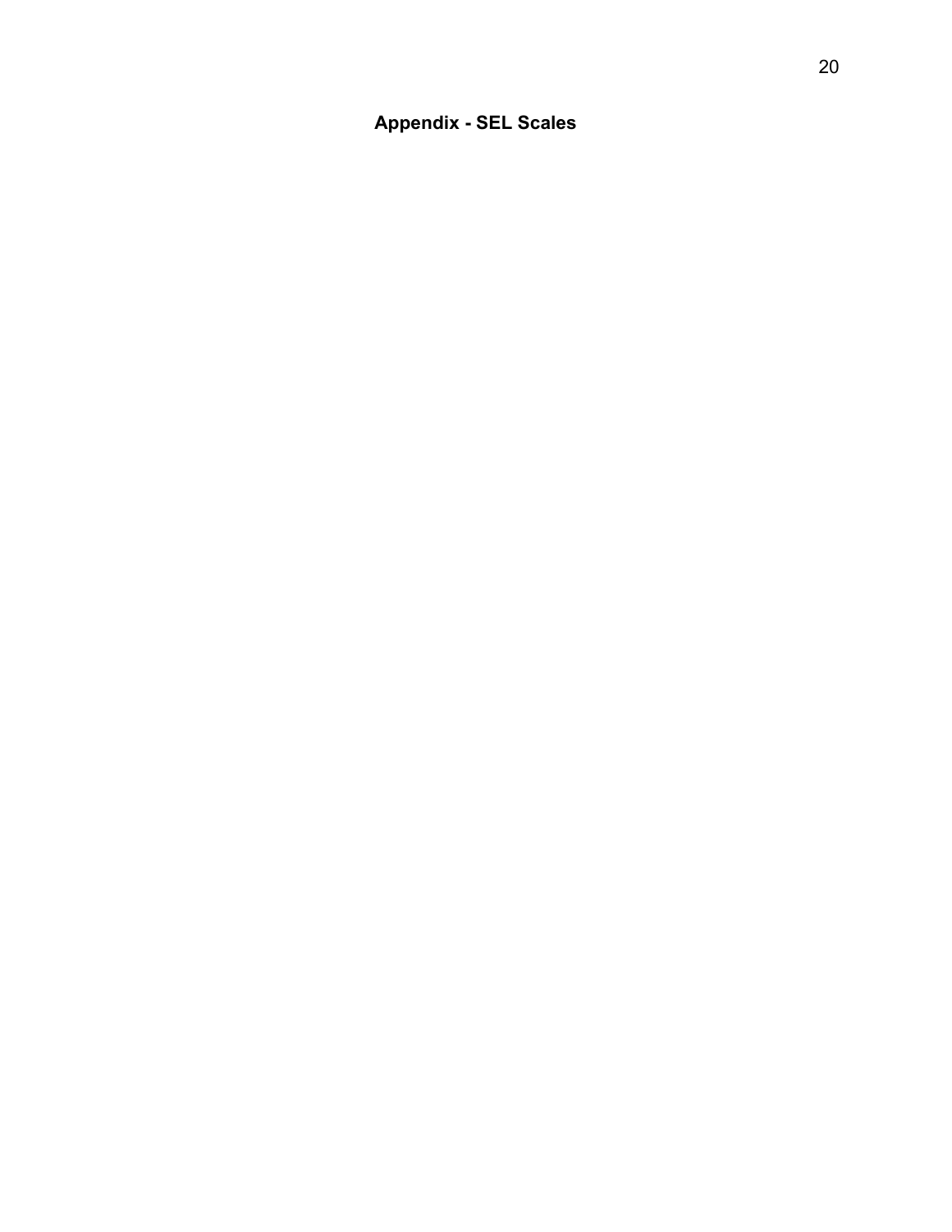# Appendix - SEL Scales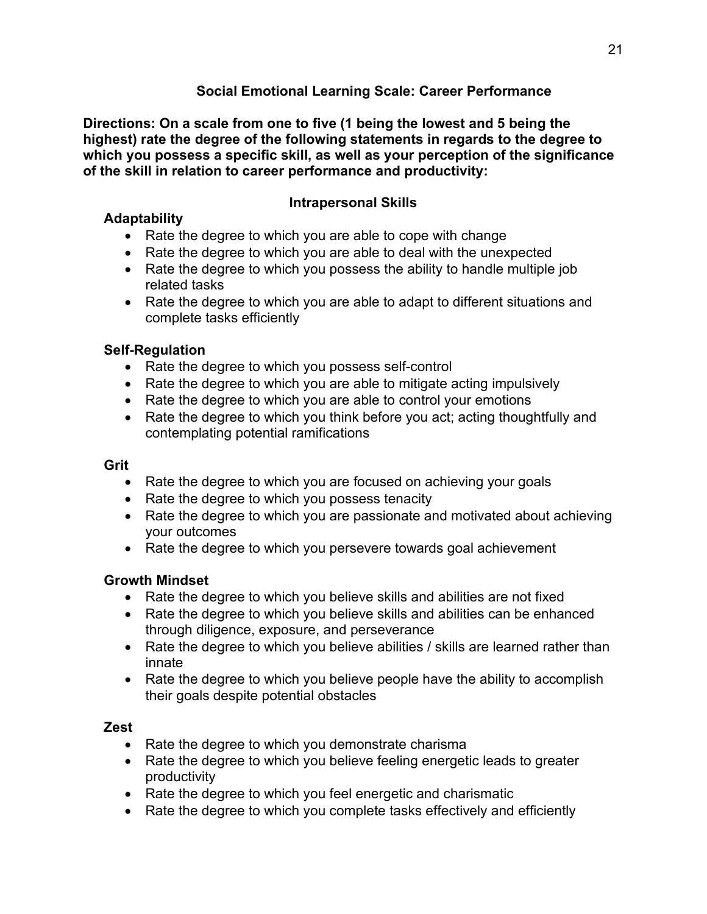## Social Emotional Learning Scale: Career Performance

**Directions: On a scale from one to five (1 being the lowest and 5 being the highest) rate the degree of the following statements in regards to the degree to which you possess a specific skill, as well as your perception of the significance of the skill in relation to career performance and productivity:**

### Intrapersonal Skills

**Adaptability**

- Rate the degree to which you are able to cope with change
- Rate the degree to which you are able to deal with the unexpected
- Rate the degree to which you possess the ability to handle multiple job related tasks
- Rate the degree to which you are able to adapt to different situations and complete tasks efficiently

**Self-Regulation**

- Rate the degree to which you possess self-control
- Rate the degree to which you are able to mitigate acting impulsively
- Rate the degree to which you are able to control your emotions
- Rate the degree to which you think before you act; acting thoughtfully and contemplating potential ramifications

**Grit**

- Rate the degree to which you are focused on achieving your goals
- Rate the degree to which you possess tenacity
- Rate the degree to which you are passionate and motivated about achieving your outcomes
- Rate the degree to which you persevere towards goal achievement

**Growth Mindset**

- Rate the degree to which you believe skills and abilities are not fixed
- Rate the degree to which you believe skills and abilities can be enhanced through diligence, exposure, and perseverance
- Rate the degree to which you believe abilities / skills are learned rather than innate
- Rate the degree to which you believe people have the ability to accomplish their goals despite potential obstacles

**Zest**

- Rate the degree to which you demonstrate charisma
- Rate the degree to which you believe feeling energetic leads to greater productivity
- Rate the degree to which you feel energetic and charismatic
- Rate the degree to which you complete tasks effectively and efficiently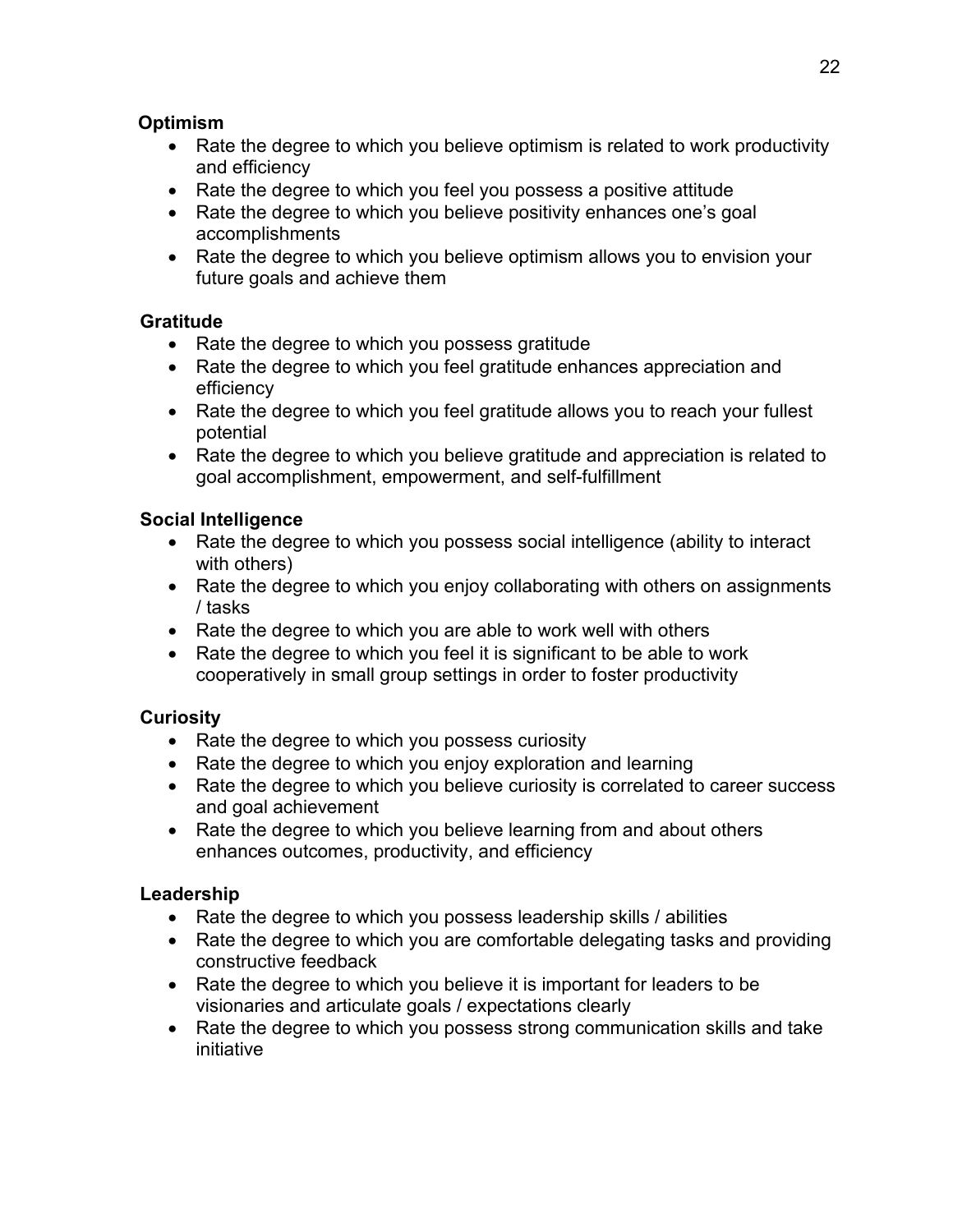**Optimism**

- Rate the degree to which you believe optimism is related to work productivity and efficiency
- Rate the degree to which you feel you possess a positive attitude
- Rate the degree to which you believe positivity enhances one's goal accomplishments
- Rate the degree to which you believe optimism allows you to envision your future goals and achieve them

**Gratitude**

- Rate the degree to which you possess gratitude
- Rate the degree to which you feel gratitude enhances appreciation and efficiency
- Rate the degree to which you feel gratitude allows you to reach your fullest potential
- Rate the degree to which you believe gratitude and appreciation is related to goal accomplishment, empowerment, and self-fulfillment

**Social Intelligence**

- Rate the degree to which you possess social intelligence (ability to interact with others)
- Rate the degree to which you enjoy collaborating with others on assignments / tasks
- Rate the degree to which you are able to work well with others
- Rate the degree to which you feel it is significant to be able to work cooperatively in small group settings in order to foster productivity

**Curiosity**

- Rate the degree to which you possess curiosity
- Rate the degree to which you enjoy exploration and learning
- Rate the degree to which you believe curiosity is correlated to career success and goal achievement
- Rate the degree to which you believe learning from and about others enhances outcomes, productivity, and efficiency

**Leadership**

- Rate the degree to which you possess leadership skills / abilities
- Rate the degree to which you are comfortable delegating tasks and providing constructive feedback
- Rate the degree to which you believe it is important for leaders to be visionaries and articulate goals / expectations clearly
- Rate the degree to which you possess strong communication skills and take initiative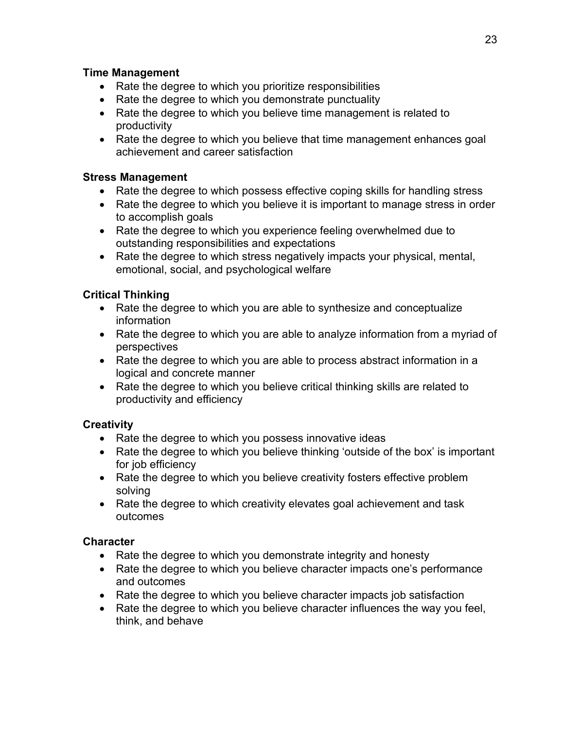**Time Management**

- Rate the degree to which you prioritize responsibilities
- Rate the degree to which you demonstrate punctuality
- Rate the degree to which you believe time management is related to productivity
- Rate the degree to which you believe that time management enhances goal achievement and career satisfaction

**Stress Management**

- Rate the degree to which possess effective coping skills for handling stress
- Rate the degree to which you believe it is important to manage stress in order to accomplish goals
- Rate the degree to which you experience feeling overwhelmed due to outstanding responsibilities and expectations
- Rate the degree to which stress negatively impacts your physical, mental, emotional, social, and psychological welfare

**Critical Thinking**

- Rate the degree to which you are able to synthesize and conceptualize information
- Rate the degree to which you are able to analyze information from a myriad of perspectives
- Rate the degree to which you are able to process abstract information in a logical and concrete manner
- Rate the degree to which you believe critical thinking skills are related to productivity and efficiency

**Creativity**

- Rate the degree to which you possess innovative ideas
- Rate the degree to which you believe thinking 'outside of the box' is important for job efficiency
- Rate the degree to which you believe creativity fosters effective problem solving
- Rate the degree to which creativity elevates goal achievement and task outcomes

**Character**

- Rate the degree to which you demonstrate integrity and honesty
- Rate the degree to which you believe character impacts one's performance and outcomes
- Rate the degree to which you believe character impacts job satisfaction
- Rate the degree to which you believe character influences the way you feel, think, and behave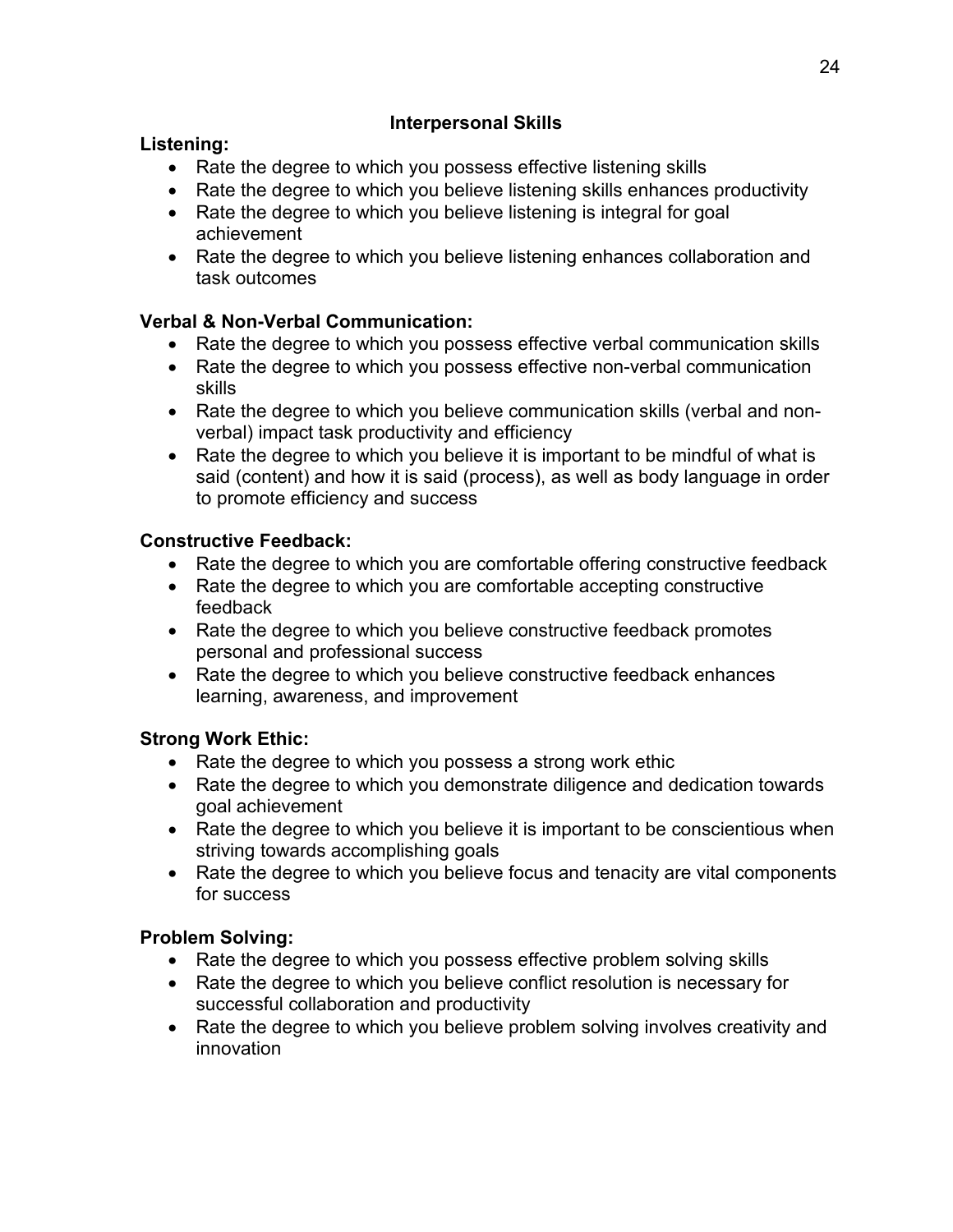## Interpersonal Skills

**Listening:**

- Rate the degree to which you possess effective listening skills
- Rate the degree to which you believe listening skills enhances productivity
- Rate the degree to which you believe listening is integral for goal achievement
- Rate the degree to which you believe listening enhances collaboration and task outcomes

**Verbal & Non-Verbal Communication:**

- Rate the degree to which you possess effective verbal communication skills
- Rate the degree to which you possess effective non-verbal communication skills
- Rate the degree to which you believe communication skills (verbal and non-verbal) impact task productivity and efficiency
- Rate the degree to which you believe it is important to be mindful of what is said (content) and how it is said (process), as well as body language in order to promote efficiency and success

**Constructive Feedback:**

- Rate the degree to which you are comfortable offering constructive feedback
- Rate the degree to which you are comfortable accepting constructive feedback
- Rate the degree to which you believe constructive feedback promotes personal and professional success
- Rate the degree to which you believe constructive feedback enhances learning, awareness, and improvement

**Strong Work Ethic:**

- Rate the degree to which you possess a strong work ethic
- Rate the degree to which you demonstrate diligence and dedication towards goal achievement
- Rate the degree to which you believe it is important to be conscientious when striving towards accomplishing goals
- Rate the degree to which you believe focus and tenacity are vital components for success

**Problem Solving:**

- Rate the degree to which you possess effective problem solving skills
- Rate the degree to which you believe conflict resolution is necessary for successful collaboration and productivity
- Rate the degree to which you believe problem solving involves creativity and innovation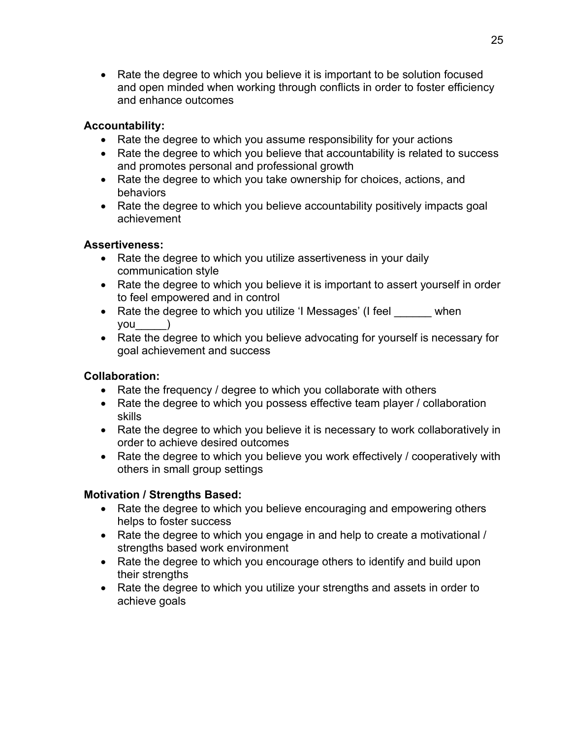- Rate the degree to which you believe it is important to be solution focused and open minded when working through conflicts in order to foster efficiency and enhance outcomes

**Accountability:**

- Rate the degree to which you assume responsibility for your actions
- Rate the degree to which you believe that accountability is related to success and promotes personal and professional growth
- Rate the degree to which you take ownership for choices, actions, and behaviors
- Rate the degree to which you believe accountability positively impacts goal achievement

**Assertiveness:**

- Rate the degree to which you utilize assertiveness in your daily communication style
- Rate the degree to which you believe it is important to assert yourself in order to feel empowered and in control
- Rate the degree to which you utilize 'I Messages' (I feel ______ when you_____)
- Rate the degree to which you believe advocating for yourself is necessary for goal achievement and success

**Collaboration:**

- Rate the frequency / degree to which you collaborate with others
- Rate the degree to which you possess effective team player / collaboration skills
- Rate the degree to which you believe it is necessary to work collaboratively in order to achieve desired outcomes
- Rate the degree to which you believe you work effectively / cooperatively with others in small group settings

**Motivation / Strengths Based:**

- Rate the degree to which you believe encouraging and empowering others helps to foster success
- Rate the degree to which you engage in and help to create a motivational / strengths based work environment
- Rate the degree to which you encourage others to identify and build upon their strengths
- Rate the degree to which you utilize your strengths and assets in order to achieve goals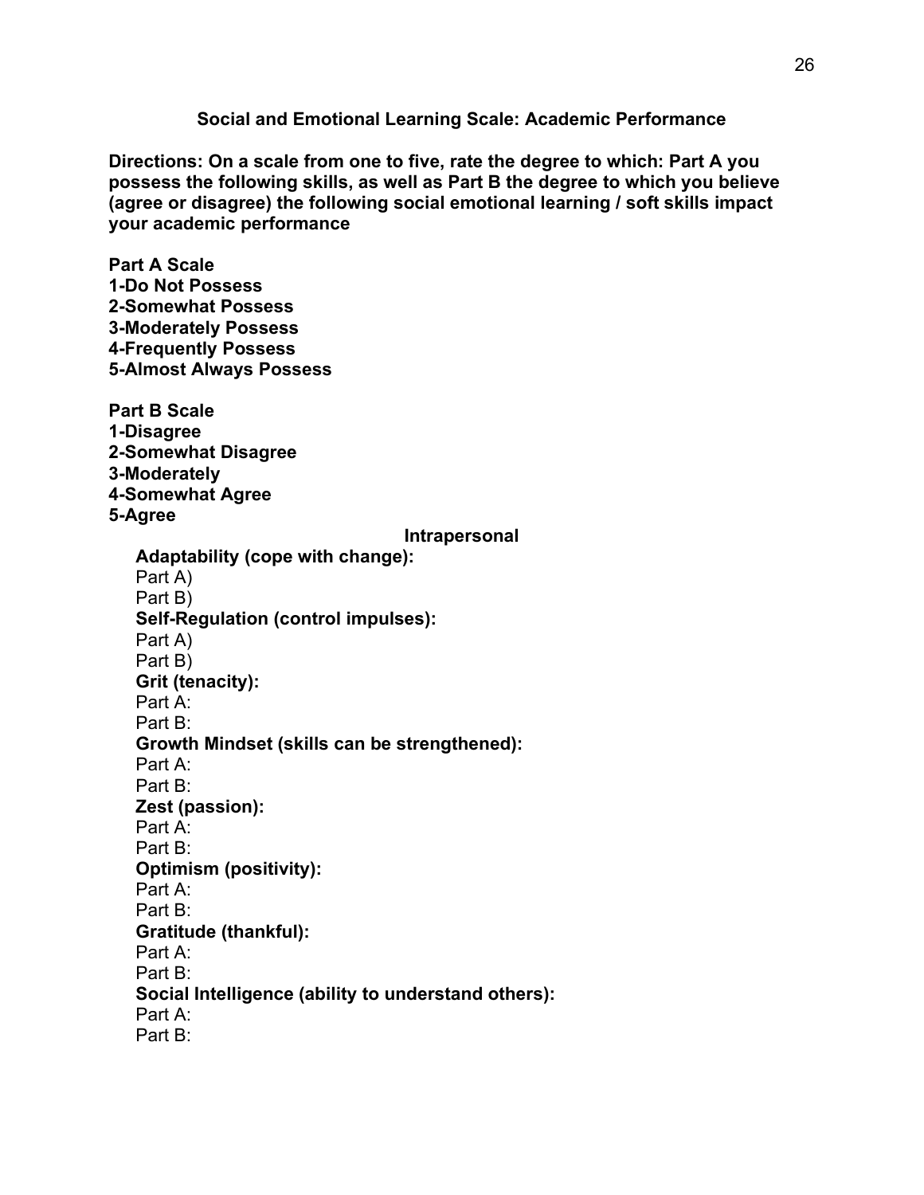## Social and Emotional Learning Scale: Academic Performance

**Directions: On a scale from one to five, rate the degree to which: Part A you possess the following skills, as well as Part B the degree to which you believe (agree or disagree) the following social emotional learning / soft skills impact your academic performance**

**Part A Scale**
**1-Do Not Possess**
**2-Somewhat Possess**
**3-Moderately Possess**
**4-Frequently Possess**
**5-Almost Always Possess**

**Part B Scale**
**1-Disagree**
**2-Somewhat Disagree**
**3-Moderately**
**4-Somewhat Agree**
**5-Agree**

### Intrapersonal

**Adaptability (cope with change):**
Part A)
Part B)

**Self-Regulation (control impulses):**
Part A)
Part B)

**Grit (tenacity):**
Part A:
Part B:

**Growth Mindset (skills can be strengthened):**
Part A:
Part B:

**Zest (passion):**
Part A:
Part B:

**Optimism (positivity):**
Part A:
Part B:

**Gratitude (thankful):**
Part A:
Part B:

**Social Intelligence (ability to understand others):**
Part A:
Part B: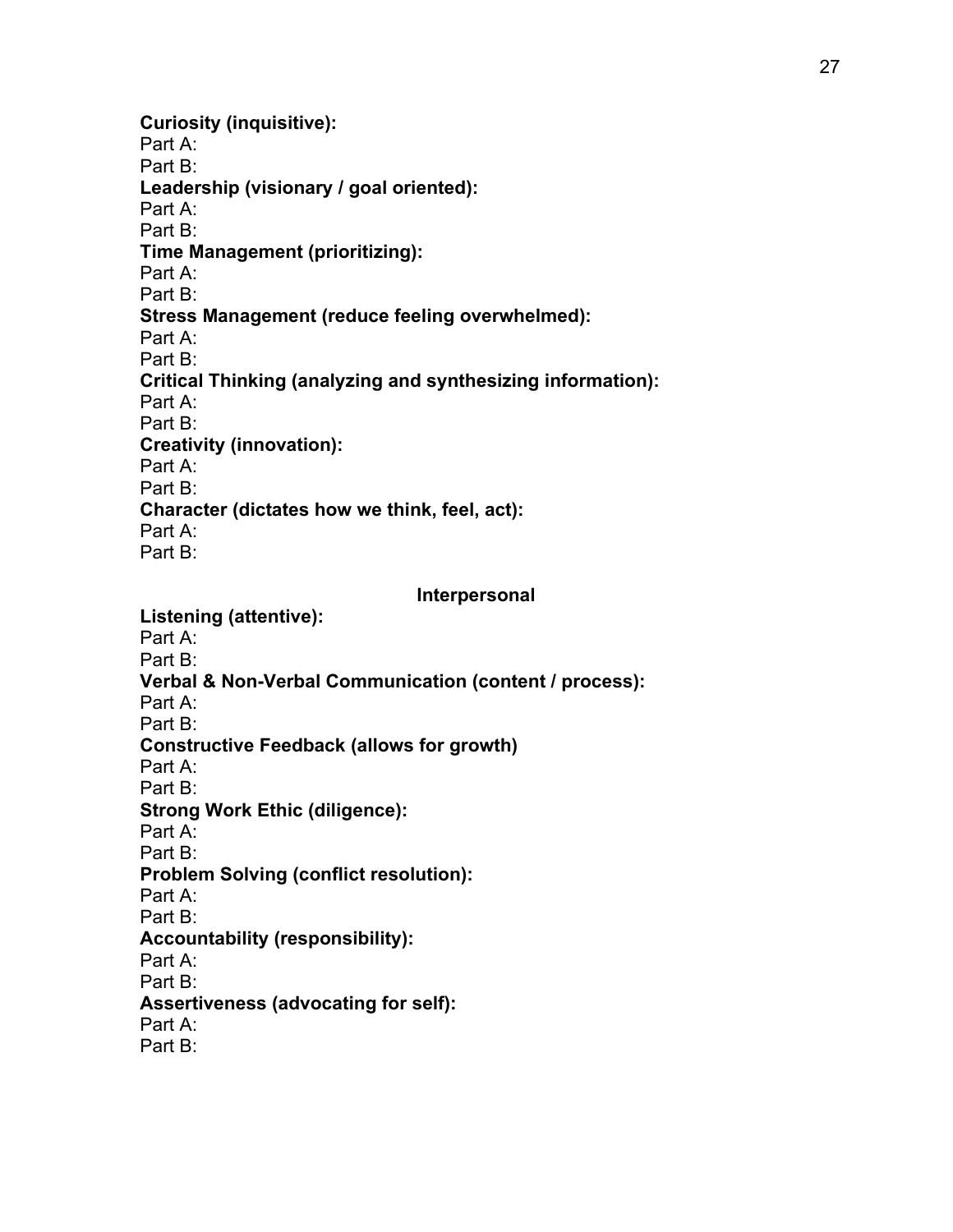**Curiosity (inquisitive):**
Part A:
Part B:
**Leadership (visionary / goal oriented):**
Part A:
Part B:
**Time Management (prioritizing):**
Part A:
Part B:
**Stress Management (reduce feeling overwhelmed):**
Part A:
Part B:
**Critical Thinking (analyzing and synthesizing information):**
Part A:
Part B:
**Creativity (innovation):**
Part A:
Part B:
**Character (dictates how we think, feel, act):**
Part A:
Part B:

## Interpersonal

**Listening (attentive):**
Part A:
Part B:
**Verbal & Non-Verbal Communication (content / process):**
Part A:
Part B:
**Constructive Feedback (allows for growth)**
Part A:
Part B:
**Strong Work Ethic (diligence):**
Part A:
Part B:
**Problem Solving (conflict resolution):**
Part A:
Part B:
**Accountability (responsibility):**
Part A:
Part B:
**Assertiveness (advocating for self):**
Part A:
Part B: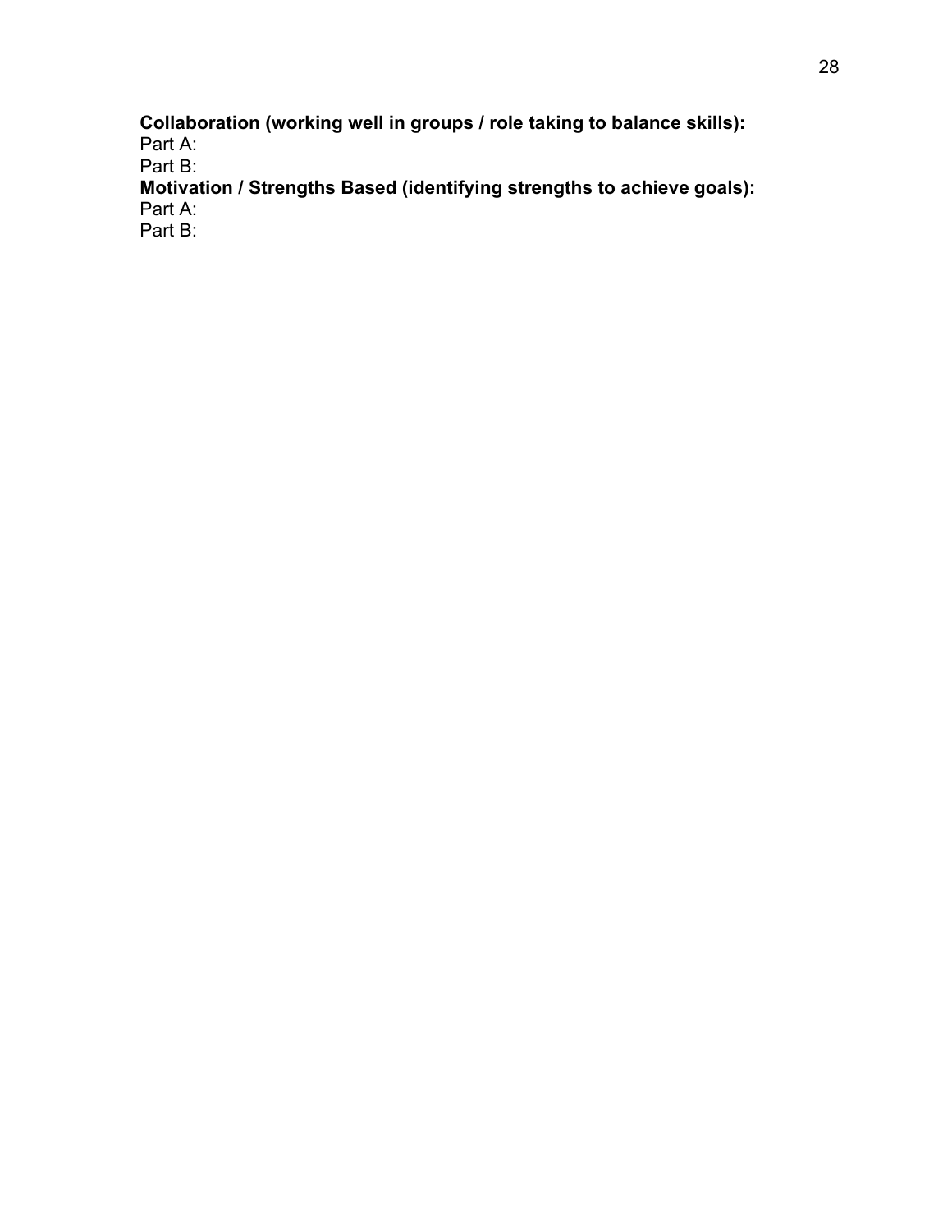**Collaboration (working well in groups / role taking to balance skills):**
Part A:
Part B:
**Motivation / Strengths Based (identifying strengths to achieve goals):**
Part A:
Part B: